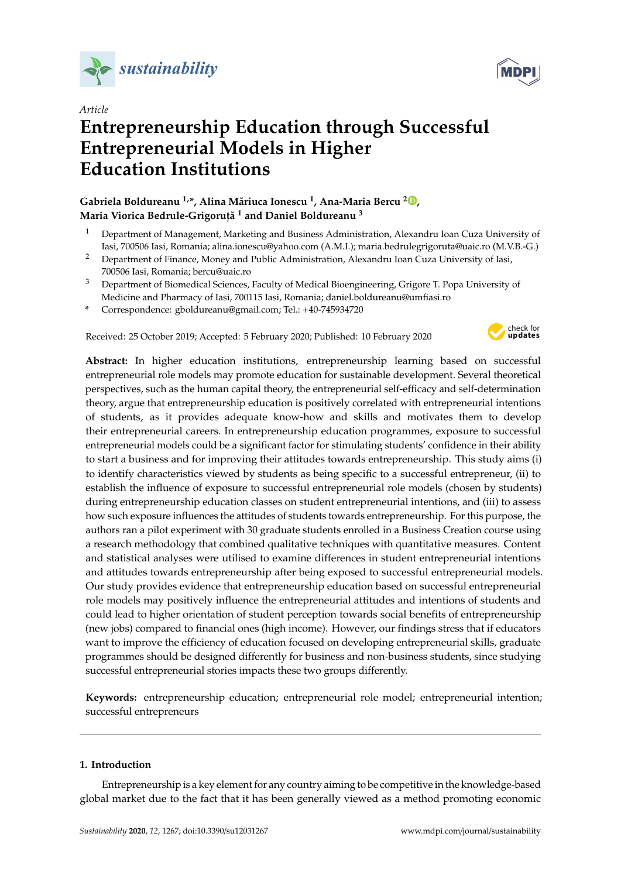*Article*

# Entrepreneurship Education through Successful Entrepreneurial Models in Higher Education Institutions

**Gabriela Boldureanu [1,*], Alina Măriuca Ionescu [1], Ana-Maria Bercu [2], Maria Viorica Bedrule-Grigoruță [1] and Daniel Boldureanu [3]**

[1] Department of Management, Marketing and Business Administration, Alexandru Ioan Cuza University of Iasi, 700506 Iasi, Romania; alina.ionescu@yahoo.com (A.M.I.); maria.bedrulegrigoruta@uaic.ro (M.V.B.-G.)

[2] Department of Finance, Money and Public Administration, Alexandru Ioan Cuza University of Iasi, 700506 Iasi, Romania; bercu@uaic.ro

[3] Department of Biomedical Sciences, Faculty of Medical Bioengineering, Grigore T. Popa University of Medicine and Pharmacy of Iasi, 700115 Iasi, Romania; daniel.boldureanu@umfiasi.ro

\* Correspondence: gboldureanu@gmail.com; Tel.: +40-745934720

Received: 25 October 2019; Accepted: 5 February 2020; Published: 10 February 2020

**Abstract:** In higher education institutions, entrepreneurship learning based on successful entrepreneurial role models may promote education for sustainable development. Several theoretical perspectives, such as the human capital theory, the entrepreneurial self-efficacy and self-determination theory, argue that entrepreneurship education is positively correlated with entrepreneurial intentions of students, as it provides adequate know-how and skills and motivates them to develop their entrepreneurial careers. In entrepreneurship education programmes, exposure to successful entrepreneurial models could be a significant factor for stimulating students' confidence in their ability to start a business and for improving their attitudes towards entrepreneurship. This study aims (i) to identify characteristics viewed by students as being specific to a successful entrepreneur, (ii) to establish the influence of exposure to successful entrepreneurial role models (chosen by students) during entrepreneurship education classes on student entrepreneurial intentions, and (iii) to assess how such exposure influences the attitudes of students towards entrepreneurship. For this purpose, the authors ran a pilot experiment with 30 graduate students enrolled in a Business Creation course using a research methodology that combined qualitative techniques with quantitative measures. Content and statistical analyses were utilised to examine differences in student entrepreneurial intentions and attitudes towards entrepreneurship after being exposed to successful entrepreneurial models. Our study provides evidence that entrepreneurship education based on successful entrepreneurial role models may positively influence the entrepreneurial attitudes and intentions of students and could lead to higher orientation of student perception towards social benefits of entrepreneurship (new jobs) compared to financial ones (high income). However, our findings stress that if educators want to improve the efficiency of education focused on developing entrepreneurial skills, graduate programmes should be designed differently for business and non-business students, since studying successful entrepreneurial stories impacts these two groups differently.

**Keywords:** entrepreneurship education; entrepreneurial role model; entrepreneurial intention; successful entrepreneurs

## 1. Introduction

Entrepreneurship is a key element for any country aiming to be competitive in the knowledge-based global market due to the fact that it has been generally viewed as a method promoting economic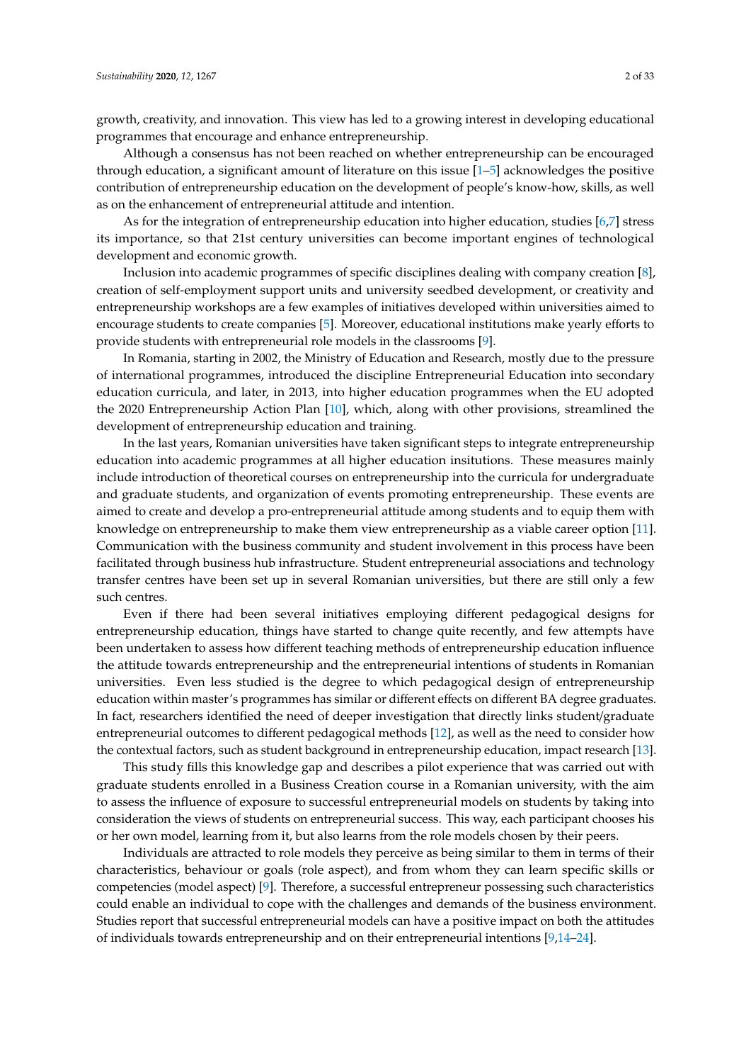growth, creativity, and innovation. This view has led to a growing interest in developing educational programmes that encourage and enhance entrepreneurship.

Although a consensus has not been reached on whether entrepreneurship can be encouraged through education, a significant amount of literature on this issue [1–5] acknowledges the positive contribution of entrepreneurship education on the development of people's know-how, skills, as well as on the enhancement of entrepreneurial attitude and intention.

As for the integration of entrepreneurship education into higher education, studies [6,7] stress its importance, so that 21st century universities can become important engines of technological development and economic growth.

Inclusion into academic programmes of specific disciplines dealing with company creation [8], creation of self-employment support units and university seedbed development, or creativity and entrepreneurship workshops are a few examples of initiatives developed within universities aimed to encourage students to create companies [5]. Moreover, educational institutions make yearly efforts to provide students with entrepreneurial role models in the classrooms [9].

In Romania, starting in 2002, the Ministry of Education and Research, mostly due to the pressure of international programmes, introduced the discipline Entrepreneurial Education into secondary education curricula, and later, in 2013, into higher education programmes when the EU adopted the 2020 Entrepreneurship Action Plan [10], which, along with other provisions, streamlined the development of entrepreneurship education and training.

In the last years, Romanian universities have taken significant steps to integrate entrepreneurship education into academic programmes at all higher education insitutions. These measures mainly include introduction of theoretical courses on entrepreneurship into the curricula for undergraduate and graduate students, and organization of events promoting entrepreneurship. These events are aimed to create and develop a pro-entrepreneurial attitude among students and to equip them with knowledge on entrepreneurship to make them view entrepreneurship as a viable career option [11]. Communication with the business community and student involvement in this process have been facilitated through business hub infrastructure. Student entrepreneurial associations and technology transfer centres have been set up in several Romanian universities, but there are still only a few such centres.

Even if there had been several initiatives employing different pedagogical designs for entrepreneurship education, things have started to change quite recently, and few attempts have been undertaken to assess how different teaching methods of entrepreneurship education influence the attitude towards entrepreneurship and the entrepreneurial intentions of students in Romanian universities. Even less studied is the degree to which pedagogical design of entrepreneurship education within master's programmes has similar or different effects on different BA degree graduates. In fact, researchers identified the need of deeper investigation that directly links student/graduate entrepreneurial outcomes to different pedagogical methods [12], as well as the need to consider how the contextual factors, such as student background in entrepreneurship education, impact research [13].

This study fills this knowledge gap and describes a pilot experience that was carried out with graduate students enrolled in a Business Creation course in a Romanian university, with the aim to assess the influence of exposure to successful entrepreneurial models on students by taking into consideration the views of students on entrepreneurial success. This way, each participant chooses his or her own model, learning from it, but also learns from the role models chosen by their peers.

Individuals are attracted to role models they perceive as being similar to them in terms of their characteristics, behaviour or goals (role aspect), and from whom they can learn specific skills or competencies (model aspect) [9]. Therefore, a successful entrepreneur possessing such characteristics could enable an individual to cope with the challenges and demands of the business environment. Studies report that successful entrepreneurial models can have a positive impact on both the attitudes of individuals towards entrepreneurship and on their entrepreneurial intentions [9,14–24].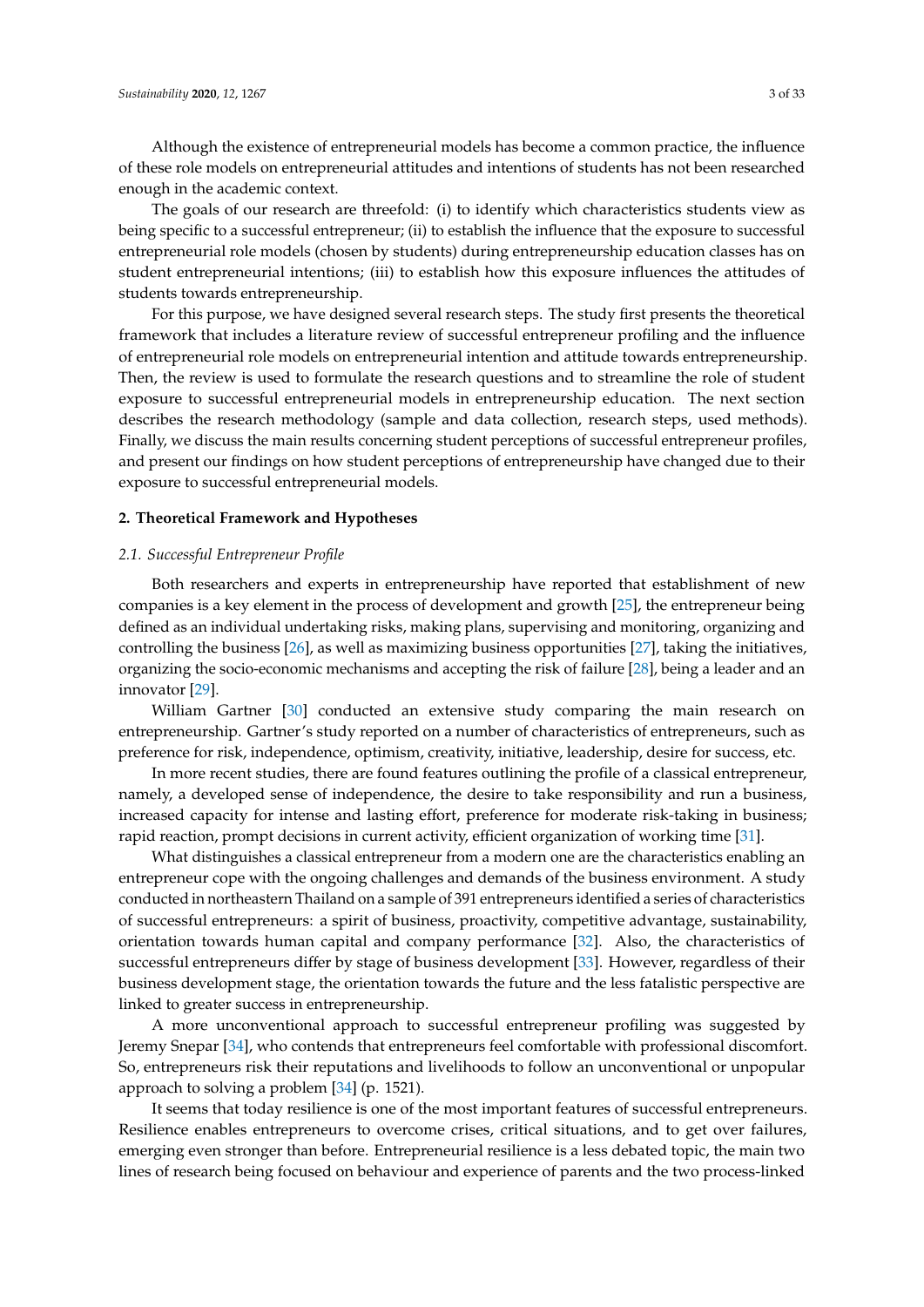Although the existence of entrepreneurial models has become a common practice, the influence of these role models on entrepreneurial attitudes and intentions of students has not been researched enough in the academic context.

The goals of our research are threefold: (i) to identify which characteristics students view as being specific to a successful entrepreneur; (ii) to establish the influence that the exposure to successful entrepreneurial role models (chosen by students) during entrepreneurship education classes has on student entrepreneurial intentions; (iii) to establish how this exposure influences the attitudes of students towards entrepreneurship.

For this purpose, we have designed several research steps. The study first presents the theoretical framework that includes a literature review of successful entrepreneur profiling and the influence of entrepreneurial role models on entrepreneurial intention and attitude towards entrepreneurship. Then, the review is used to formulate the research questions and to streamline the role of student exposure to successful entrepreneurial models in entrepreneurship education. The next section describes the research methodology (sample and data collection, research steps, used methods). Finally, we discuss the main results concerning student perceptions of successful entrepreneur profiles, and present our findings on how student perceptions of entrepreneurship have changed due to their exposure to successful entrepreneurial models.

## 2. Theoretical Framework and Hypotheses

### 2.1. Successful Entrepreneur Profile

Both researchers and experts in entrepreneurship have reported that establishment of new companies is a key element in the process of development and growth [25], the entrepreneur being defined as an individual undertaking risks, making plans, supervising and monitoring, organizing and controlling the business [26], as well as maximizing business opportunities [27], taking the initiatives, organizing the socio-economic mechanisms and accepting the risk of failure [28], being a leader and an innovator [29].

William Gartner [30] conducted an extensive study comparing the main research on entrepreneurship. Gartner's study reported on a number of characteristics of entrepreneurs, such as preference for risk, independence, optimism, creativity, initiative, leadership, desire for success, etc.

In more recent studies, there are found features outlining the profile of a classical entrepreneur, namely, a developed sense of independence, the desire to take responsibility and run a business, increased capacity for intense and lasting effort, preference for moderate risk-taking in business; rapid reaction, prompt decisions in current activity, efficient organization of working time [31].

What distinguishes a classical entrepreneur from a modern one are the characteristics enabling an entrepreneur cope with the ongoing challenges and demands of the business environment. A study conducted in northeastern Thailand on a sample of 391 entrepreneurs identified a series of characteristics of successful entrepreneurs: a spirit of business, proactivity, competitive advantage, sustainability, orientation towards human capital and company performance [32]. Also, the characteristics of successful entrepreneurs differ by stage of business development [33]. However, regardless of their business development stage, the orientation towards the future and the less fatalistic perspective are linked to greater success in entrepreneurship.

A more unconventional approach to successful entrepreneur profiling was suggested by Jeremy Snepar [34], who contends that entrepreneurs feel comfortable with professional discomfort. So, entrepreneurs risk their reputations and livelihoods to follow an unconventional or unpopular approach to solving a problem [34] (p. 1521).

It seems that today resilience is one of the most important features of successful entrepreneurs. Resilience enables entrepreneurs to overcome crises, critical situations, and to get over failures, emerging even stronger than before. Entrepreneurial resilience is a less debated topic, the main two lines of research being focused on behaviour and experience of parents and the two process-linked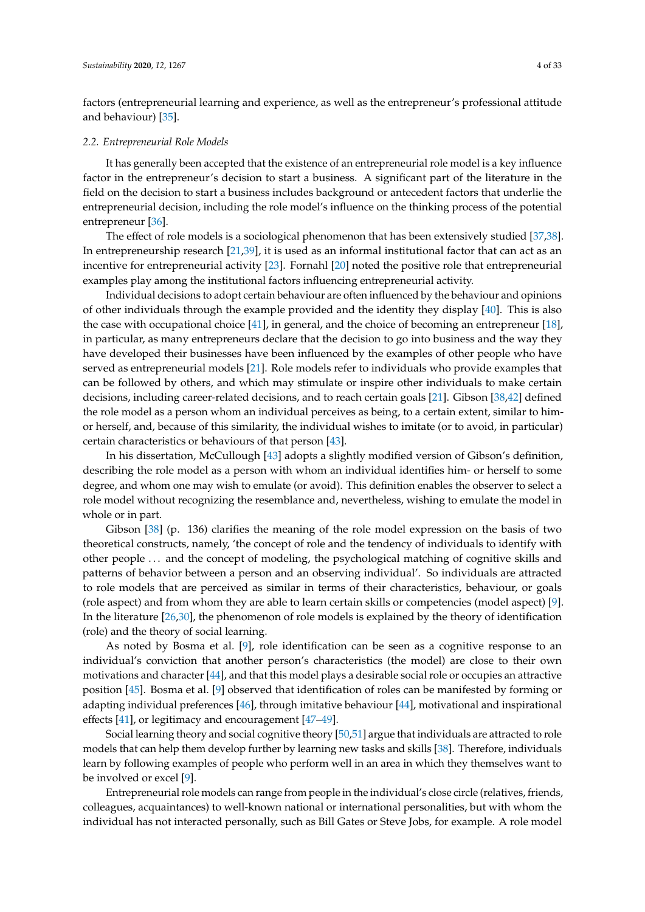factors (entrepreneurial learning and experience, as well as the entrepreneur's professional attitude and behaviour) [35].

### 2.2. Entrepreneurial Role Models

It has generally been accepted that the existence of an entrepreneurial role model is a key influence factor in the entrepreneur's decision to start a business. A significant part of the literature in the field on the decision to start a business includes background or antecedent factors that underlie the entrepreneurial decision, including the role model's influence on the thinking process of the potential entrepreneur [36].

The effect of role models is a sociological phenomenon that has been extensively studied [37,38]. In entrepreneurship research [21,39], it is used as an informal institutional factor that can act as an incentive for entrepreneurial activity [23]. Fornahl [20] noted the positive role that entrepreneurial examples play among the institutional factors influencing entrepreneurial activity.

Individual decisions to adopt certain behaviour are often influenced by the behaviour and opinions of other individuals through the example provided and the identity they display [40]. This is also the case with occupational choice [41], in general, and the choice of becoming an entrepreneur [18], in particular, as many entrepreneurs declare that the decision to go into business and the way they have developed their businesses have been influenced by the examples of other people who have served as entrepreneurial models [21]. Role models refer to individuals who provide examples that can be followed by others, and which may stimulate or inspire other individuals to make certain decisions, including career-related decisions, and to reach certain goals [21]. Gibson [38,42] defined the role model as a person whom an individual perceives as being, to a certain extent, similar to him- or herself, and, because of this similarity, the individual wishes to imitate (or to avoid, in particular) certain characteristics or behaviours of that person [43].

In his dissertation, McCullough [43] adopts a slightly modified version of Gibson's definition, describing the role model as a person with whom an individual identifies him- or herself to some degree, and whom one may wish to emulate (or avoid). This definition enables the observer to select a role model without recognizing the resemblance and, nevertheless, wishing to emulate the model in whole or in part.

Gibson [38] (p. 136) clarifies the meaning of the role model expression on the basis of two theoretical constructs, namely, 'the concept of role and the tendency of individuals to identify with other people ... and the concept of modeling, the psychological matching of cognitive skills and patterns of behavior between a person and an observing individual'. So individuals are attracted to role models that are perceived as similar in terms of their characteristics, behaviour, or goals (role aspect) and from whom they are able to learn certain skills or competencies (model aspect) [9]. In the literature [26,30], the phenomenon of role models is explained by the theory of identification (role) and the theory of social learning.

As noted by Bosma et al. [9], role identification can be seen as a cognitive response to an individual's conviction that another person's characteristics (the model) are close to their own motivations and character [44], and that this model plays a desirable social role or occupies an attractive position [45]. Bosma et al. [9] observed that identification of roles can be manifested by forming or adapting individual preferences [46], through imitative behaviour [44], motivational and inspirational effects [41], or legitimacy and encouragement [47–49].

Social learning theory and social cognitive theory [50,51] argue that individuals are attracted to role models that can help them develop further by learning new tasks and skills [38]. Therefore, individuals learn by following examples of people who perform well in an area in which they themselves want to be involved or excel [9].

Entrepreneurial role models can range from people in the individual's close circle (relatives, friends, colleagues, acquaintances) to well-known national or international personalities, but with whom the individual has not interacted personally, such as Bill Gates or Steve Jobs, for example. A role model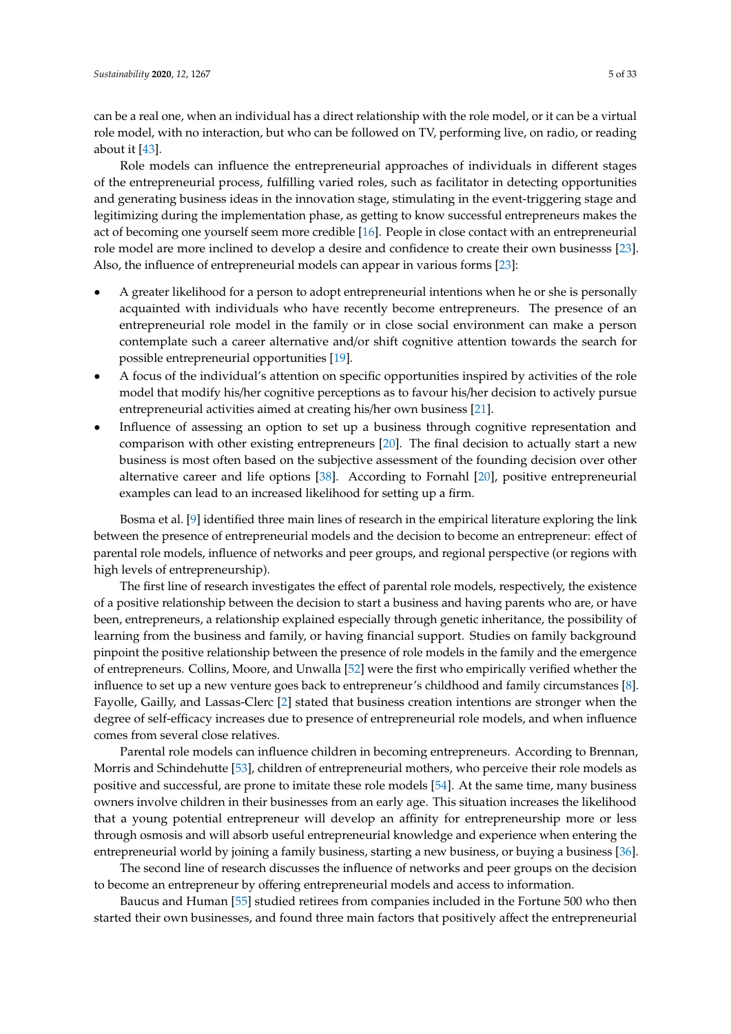can be a real one, when an individual has a direct relationship with the role model, or it can be a virtual role model, with no interaction, but who can be followed on TV, performing live, on radio, or reading about it [43].

Role models can influence the entrepreneurial approaches of individuals in different stages of the entrepreneurial process, fulfilling varied roles, such as facilitator in detecting opportunities and generating business ideas in the innovation stage, stimulating in the event-triggering stage and legitimizing during the implementation phase, as getting to know successful entrepreneurs makes the act of becoming one yourself seem more credible [16]. People in close contact with an entrepreneurial role model are more inclined to develop a desire and confidence to create their own businesss [23]. Also, the influence of entrepreneurial models can appear in various forms [23]:

- A greater likelihood for a person to adopt entrepreneurial intentions when he or she is personally acquainted with individuals who have recently become entrepreneurs. The presence of an entrepreneurial role model in the family or in close social environment can make a person contemplate such a career alternative and/or shift cognitive attention towards the search for possible entrepreneurial opportunities [19].
- A focus of the individual's attention on specific opportunities inspired by activities of the role model that modify his/her cognitive perceptions as to favour his/her decision to actively pursue entrepreneurial activities aimed at creating his/her own business [21].
- Influence of assessing an option to set up a business through cognitive representation and comparison with other existing entrepreneurs [20]. The final decision to actually start a new business is most often based on the subjective assessment of the founding decision over other alternative career and life options [38]. According to Fornahl [20], positive entrepreneurial examples can lead to an increased likelihood for setting up a firm.

Bosma et al. [9] identified three main lines of research in the empirical literature exploring the link between the presence of entrepreneurial models and the decision to become an entrepreneur: effect of parental role models, influence of networks and peer groups, and regional perspective (or regions with high levels of entrepreneurship).

The first line of research investigates the effect of parental role models, respectively, the existence of a positive relationship between the decision to start a business and having parents who are, or have been, entrepreneurs, a relationship explained especially through genetic inheritance, the possibility of learning from the business and family, or having financial support. Studies on family background pinpoint the positive relationship between the presence of role models in the family and the emergence of entrepreneurs. Collins, Moore, and Unwalla [52] were the first who empirically verified whether the influence to set up a new venture goes back to entrepreneur's childhood and family circumstances [8]. Fayolle, Gailly, and Lassas-Clerc [2] stated that business creation intentions are stronger when the degree of self-efficacy increases due to presence of entrepreneurial role models, and when influence comes from several close relatives.

Parental role models can influence children in becoming entrepreneurs. According to Brennan, Morris and Schindehutte [53], children of entrepreneurial mothers, who perceive their role models as positive and successful, are prone to imitate these role models [54]. At the same time, many business owners involve children in their businesses from an early age. This situation increases the likelihood that a young potential entrepreneur will develop an affinity for entrepreneurship more or less through osmosis and will absorb useful entrepreneurial knowledge and experience when entering the entrepreneurial world by joining a family business, starting a new business, or buying a business [36].

The second line of research discusses the influence of networks and peer groups on the decision to become an entrepreneur by offering entrepreneurial models and access to information.

Baucus and Human [55] studied retirees from companies included in the Fortune 500 who then started their own businesses, and found three main factors that positively affect the entrepreneurial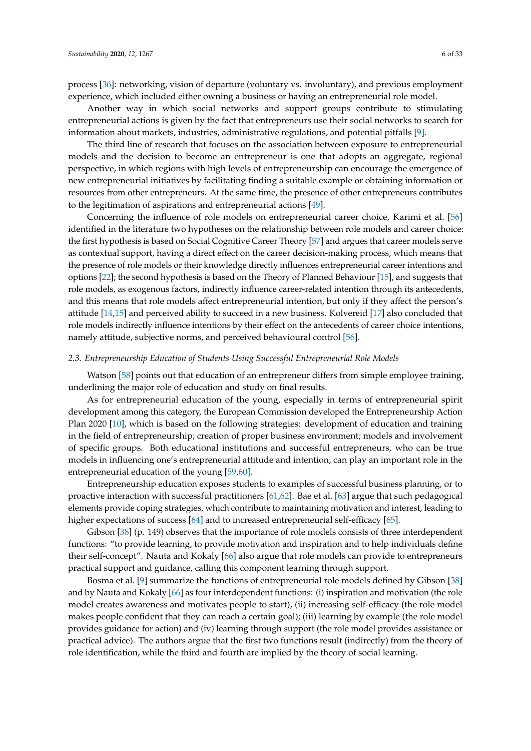process [36]: networking, vision of departure (voluntary vs. involuntary), and previous employment experience, which included either owning a business or having an entrepreneurial role model.

Another way in which social networks and support groups contribute to stimulating entrepreneurial actions is given by the fact that entrepreneurs use their social networks to search for information about markets, industries, administrative regulations, and potential pitfalls [9].

The third line of research that focuses on the association between exposure to entrepreneurial models and the decision to become an entrepreneur is one that adopts an aggregate, regional perspective, in which regions with high levels of entrepreneurship can encourage the emergence of new entrepreneurial initiatives by facilitating finding a suitable example or obtaining information or resources from other entrepreneurs. At the same time, the presence of other entrepreneurs contributes to the legitimation of aspirations and entrepreneurial actions [49].

Concerning the influence of role models on entrepreneurial career choice, Karimi et al. [56] identified in the literature two hypotheses on the relationship between role models and career choice: the first hypothesis is based on Social Cognitive Career Theory [57] and argues that career models serve as contextual support, having a direct effect on the career decision-making process, which means that the presence of role models or their knowledge directly influences entrepreneurial career intentions and options [22]; the second hypothesis is based on the Theory of Planned Behaviour [15], and suggests that role models, as exogenous factors, indirectly influence career-related intention through its antecedents, and this means that role models affect entrepreneurial intention, but only if they affect the person's attitude [14,15] and perceived ability to succeed in a new business. Kolvereid [17] also concluded that role models indirectly influence intentions by their effect on the antecedents of career choice intentions, namely attitude, subjective norms, and perceived behavioural control [56].

### 2.3. Entrepreneurship Education of Students Using Successful Entrepreneurial Role Models

Watson [58] points out that education of an entrepreneur differs from simple employee training, underlining the major role of education and study on final results.

As for entrepreneurial education of the young, especially in terms of entrepreneurial spirit development among this category, the European Commission developed the Entrepreneurship Action Plan 2020 [10], which is based on the following strategies: development of education and training in the field of entrepreneurship; creation of proper business environment; models and involvement of specific groups. Both educational institutions and successful entrepreneurs, who can be true models in influencing one's entrepreneurial attitude and intention, can play an important role in the entrepreneurial education of the young [59,60].

Entrepreneurship education exposes students to examples of successful business planning, or to proactive interaction with successful practitioners [61,62]. Bae et al. [63] argue that such pedagogical elements provide coping strategies, which contribute to maintaining motivation and interest, leading to higher expectations of success [64] and to increased entrepreneurial self-efficacy [65].

Gibson [38] (p. 149) observes that the importance of role models consists of three interdependent functions: "to provide learning, to provide motivation and inspiration and to help individuals define their self-concept". Nauta and Kokaly [66] also argue that role models can provide to entrepreneurs practical support and guidance, calling this component learning through support.

Bosma et al. [9] summarize the functions of entrepreneurial role models defined by Gibson [38] and by Nauta and Kokaly [66] as four interdependent functions: (i) inspiration and motivation (the role model creates awareness and motivates people to start), (ii) increasing self-efficacy (the role model makes people confident that they can reach a certain goal); (iii) learning by example (the role model provides guidance for action) and (iv) learning through support (the role model provides assistance or practical advice). The authors argue that the first two functions result (indirectly) from the theory of role identification, while the third and fourth are implied by the theory of social learning.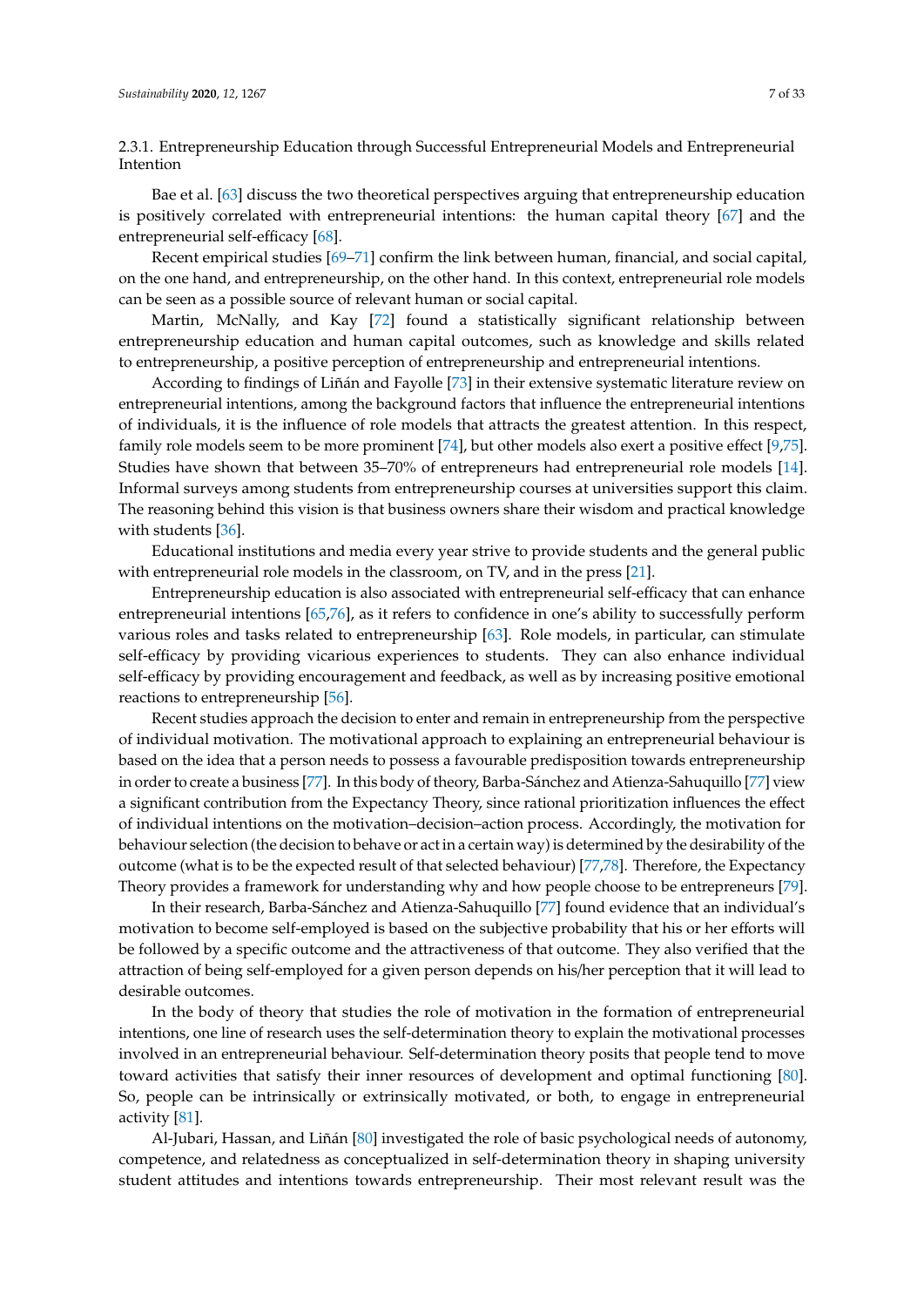#### 2.3.1. Entrepreneurship Education through Successful Entrepreneurial Models and Entrepreneurial Intention

Bae et al. [63] discuss the two theoretical perspectives arguing that entrepreneurship education is positively correlated with entrepreneurial intentions: the human capital theory [67] and the entrepreneurial self-efficacy [68].

Recent empirical studies [69–71] confirm the link between human, financial, and social capital, on the one hand, and entrepreneurship, on the other hand. In this context, entrepreneurial role models can be seen as a possible source of relevant human or social capital.

Martin, McNally, and Kay [72] found a statistically significant relationship between entrepreneurship education and human capital outcomes, such as knowledge and skills related to entrepreneurship, a positive perception of entrepreneurship and entrepreneurial intentions.

According to findings of Liñán and Fayolle [73] in their extensive systematic literature review on entrepreneurial intentions, among the background factors that influence the entrepreneurial intentions of individuals, it is the influence of role models that attracts the greatest attention. In this respect, family role models seem to be more prominent [74], but other models also exert a positive effect [9,75]. Studies have shown that between 35–70% of entrepreneurs had entrepreneurial role models [14]. Informal surveys among students from entrepreneurship courses at universities support this claim. The reasoning behind this vision is that business owners share their wisdom and practical knowledge with students [36].

Educational institutions and media every year strive to provide students and the general public with entrepreneurial role models in the classroom, on TV, and in the press [21].

Entrepreneurship education is also associated with entrepreneurial self-efficacy that can enhance entrepreneurial intentions [65,76], as it refers to confidence in one's ability to successfully perform various roles and tasks related to entrepreneurship [63]. Role models, in particular, can stimulate self-efficacy by providing vicarious experiences to students. They can also enhance individual self-efficacy by providing encouragement and feedback, as well as by increasing positive emotional reactions to entrepreneurship [56].

Recent studies approach the decision to enter and remain in entrepreneurship from the perspective of individual motivation. The motivational approach to explaining an entrepreneurial behaviour is based on the idea that a person needs to possess a favourable predisposition towards entrepreneurship in order to create a business [77]. In this body of theory, Barba-Sánchez and Atienza-Sahuquillo [77] view a significant contribution from the Expectancy Theory, since rational prioritization influences the effect of individual intentions on the motivation–decision–action process. Accordingly, the motivation for behaviour selection (the decision to behave or act in a certain way) is determined by the desirability of the outcome (what is to be the expected result of that selected behaviour) [77,78]. Therefore, the Expectancy Theory provides a framework for understanding why and how people choose to be entrepreneurs [79].

In their research, Barba-Sánchez and Atienza-Sahuquillo [77] found evidence that an individual's motivation to become self-employed is based on the subjective probability that his or her efforts will be followed by a specific outcome and the attractiveness of that outcome. They also verified that the attraction of being self-employed for a given person depends on his/her perception that it will lead to desirable outcomes.

In the body of theory that studies the role of motivation in the formation of entrepreneurial intentions, one line of research uses the self-determination theory to explain the motivational processes involved in an entrepreneurial behaviour. Self-determination theory posits that people tend to move toward activities that satisfy their inner resources of development and optimal functioning [80]. So, people can be intrinsically or extrinsically motivated, or both, to engage in entrepreneurial activity [81].

Al-Jubari, Hassan, and Liñán [80] investigated the role of basic psychological needs of autonomy, competence, and relatedness as conceptualized in self-determination theory in shaping university student attitudes and intentions towards entrepreneurship. Their most relevant result was the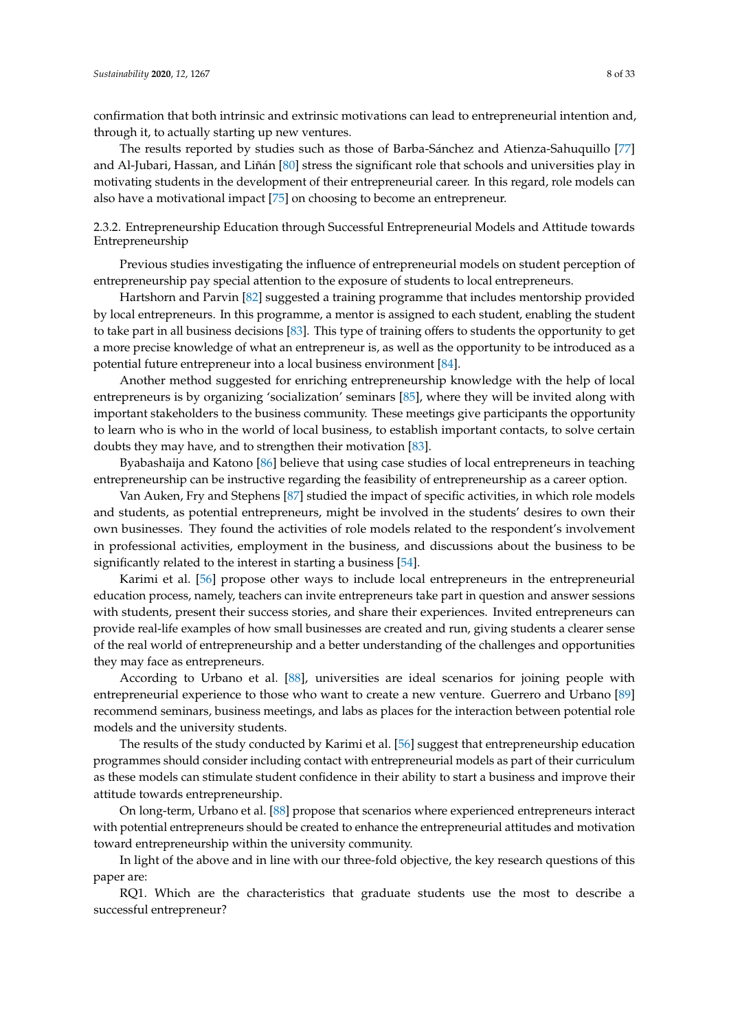confirmation that both intrinsic and extrinsic motivations can lead to entrepreneurial intention and, through it, to actually starting up new ventures.

The results reported by studies such as those of Barba-Sánchez and Atienza-Sahuquillo [77] and Al-Jubari, Hassan, and Liñán [80] stress the significant role that schools and universities play in motivating students in the development of their entrepreneurial career. In this regard, role models can also have a motivational impact [75] on choosing to become an entrepreneur.

#### 2.3.2. Entrepreneurship Education through Successful Entrepreneurial Models and Attitude towards Entrepreneurship

Previous studies investigating the influence of entrepreneurial models on student perception of entrepreneurship pay special attention to the exposure of students to local entrepreneurs.

Hartshorn and Parvin [82] suggested a training programme that includes mentorship provided by local entrepreneurs. In this programme, a mentor is assigned to each student, enabling the student to take part in all business decisions [83]. This type of training offers to students the opportunity to get a more precise knowledge of what an entrepreneur is, as well as the opportunity to be introduced as a potential future entrepreneur into a local business environment [84].

Another method suggested for enriching entrepreneurship knowledge with the help of local entrepreneurs is by organizing 'socialization' seminars [85], where they will be invited along with important stakeholders to the business community. These meetings give participants the opportunity to learn who is who in the world of local business, to establish important contacts, to solve certain doubts they may have, and to strengthen their motivation [83].

Byabashaija and Katono [86] believe that using case studies of local entrepreneurs in teaching entrepreneurship can be instructive regarding the feasibility of entrepreneurship as a career option.

Van Auken, Fry and Stephens [87] studied the impact of specific activities, in which role models and students, as potential entrepreneurs, might be involved in the students' desires to own their own businesses. They found the activities of role models related to the respondent's involvement in professional activities, employment in the business, and discussions about the business to be significantly related to the interest in starting a business [54].

Karimi et al. [56] propose other ways to include local entrepreneurs in the entrepreneurial education process, namely, teachers can invite entrepreneurs take part in question and answer sessions with students, present their success stories, and share their experiences. Invited entrepreneurs can provide real-life examples of how small businesses are created and run, giving students a clearer sense of the real world of entrepreneurship and a better understanding of the challenges and opportunities they may face as entrepreneurs.

According to Urbano et al. [88], universities are ideal scenarios for joining people with entrepreneurial experience to those who want to create a new venture. Guerrero and Urbano [89] recommend seminars, business meetings, and labs as places for the interaction between potential role models and the university students.

The results of the study conducted by Karimi et al. [56] suggest that entrepreneurship education programmes should consider including contact with entrepreneurial models as part of their curriculum as these models can stimulate student confidence in their ability to start a business and improve their attitude towards entrepreneurship.

On long-term, Urbano et al. [88] propose that scenarios where experienced entrepreneurs interact with potential entrepreneurs should be created to enhance the entrepreneurial attitudes and motivation toward entrepreneurship within the university community.

In light of the above and in line with our three-fold objective, the key research questions of this paper are:

RQ1. Which are the characteristics that graduate students use the most to describe a successful entrepreneur?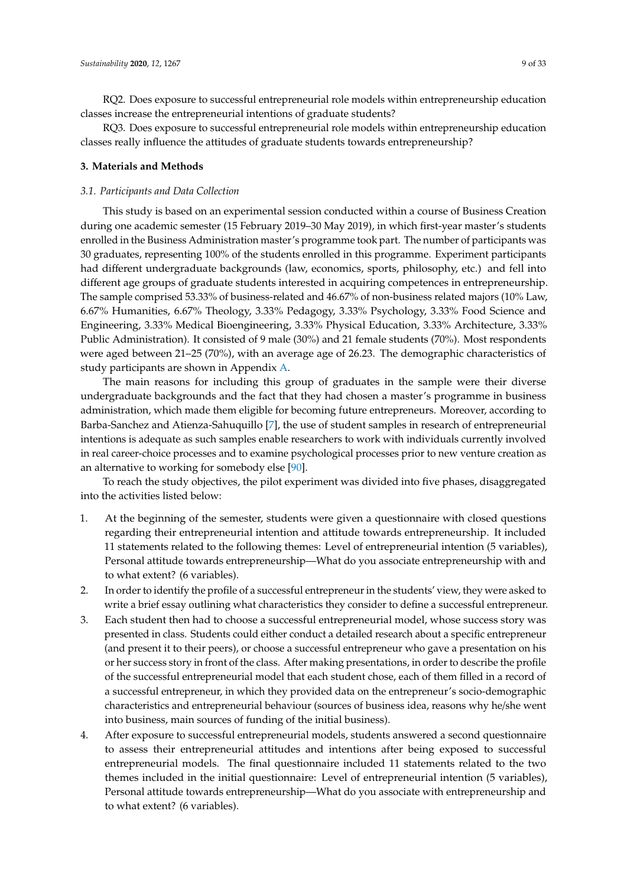RQ2. Does exposure to successful entrepreneurial role models within entrepreneurship education classes increase the entrepreneurial intentions of graduate students?

RQ3. Does exposure to successful entrepreneurial role models within entrepreneurship education classes really influence the attitudes of graduate students towards entrepreneurship?

## 3. Materials and Methods

### *3.1. Participants and Data Collection*

This study is based on an experimental session conducted within a course of Business Creation during one academic semester (15 February 2019–30 May 2019), in which first-year master's students enrolled in the Business Administration master's programme took part. The number of participants was 30 graduates, representing 100% of the students enrolled in this programme. Experiment participants had different undergraduate backgrounds (law, economics, sports, philosophy, etc.) and fell into different age groups of graduate students interested in acquiring competences in entrepreneurship. The sample comprised 53.33% of business-related and 46.67% of non-business related majors (10% Law, 6.67% Humanities, 6.67% Theology, 3.33% Pedagogy, 3.33% Psychology, 3.33% Food Science and Engineering, 3.33% Medical Bioengineering, 3.33% Physical Education, 3.33% Architecture, 3.33% Public Administration). It consisted of 9 male (30%) and 21 female students (70%). Most respondents were aged between 21–25 (70%), with an average age of 26.23. The demographic characteristics of study participants are shown in Appendix A.

The main reasons for including this group of graduates in the sample were their diverse undergraduate backgrounds and the fact that they had chosen a master's programme in business administration, which made them eligible for becoming future entrepreneurs. Moreover, according to Barba-Sanchez and Atienza-Sahuquillo [7], the use of student samples in research of entrepreneurial intentions is adequate as such samples enable researchers to work with individuals currently involved in real career-choice processes and to examine psychological processes prior to new venture creation as an alternative to working for somebody else [90].

To reach the study objectives, the pilot experiment was divided into five phases, disaggregated into the activities listed below:

1. At the beginning of the semester, students were given a questionnaire with closed questions regarding their entrepreneurial intention and attitude towards entrepreneurship. It included 11 statements related to the following themes: Level of entrepreneurial intention (5 variables), Personal attitude towards entrepreneurship—What do you associate entrepreneurship with and to what extent? (6 variables).
2. In order to identify the profile of a successful entrepreneur in the students' view, they were asked to write a brief essay outlining what characteristics they consider to define a successful entrepreneur.
3. Each student then had to choose a successful entrepreneurial model, whose success story was presented in class. Students could either conduct a detailed research about a specific entrepreneur (and present it to their peers), or choose a successful entrepreneur who gave a presentation on his or her success story in front of the class. After making presentations, in order to describe the profile of the successful entrepreneurial model that each student chose, each of them filled in a record of a successful entrepreneur, in which they provided data on the entrepreneur's socio-demographic characteristics and entrepreneurial behaviour (sources of business idea, reasons why he/she went into business, main sources of funding of the initial business).
4. After exposure to successful entrepreneurial models, students answered a second questionnaire to assess their entrepreneurial attitudes and intentions after being exposed to successful entrepreneurial models. The final questionnaire included 11 statements related to the two themes included in the initial questionnaire: Level of entrepreneurial intention (5 variables), Personal attitude towards entrepreneurship—What do you associate with entrepreneurship and to what extent? (6 variables).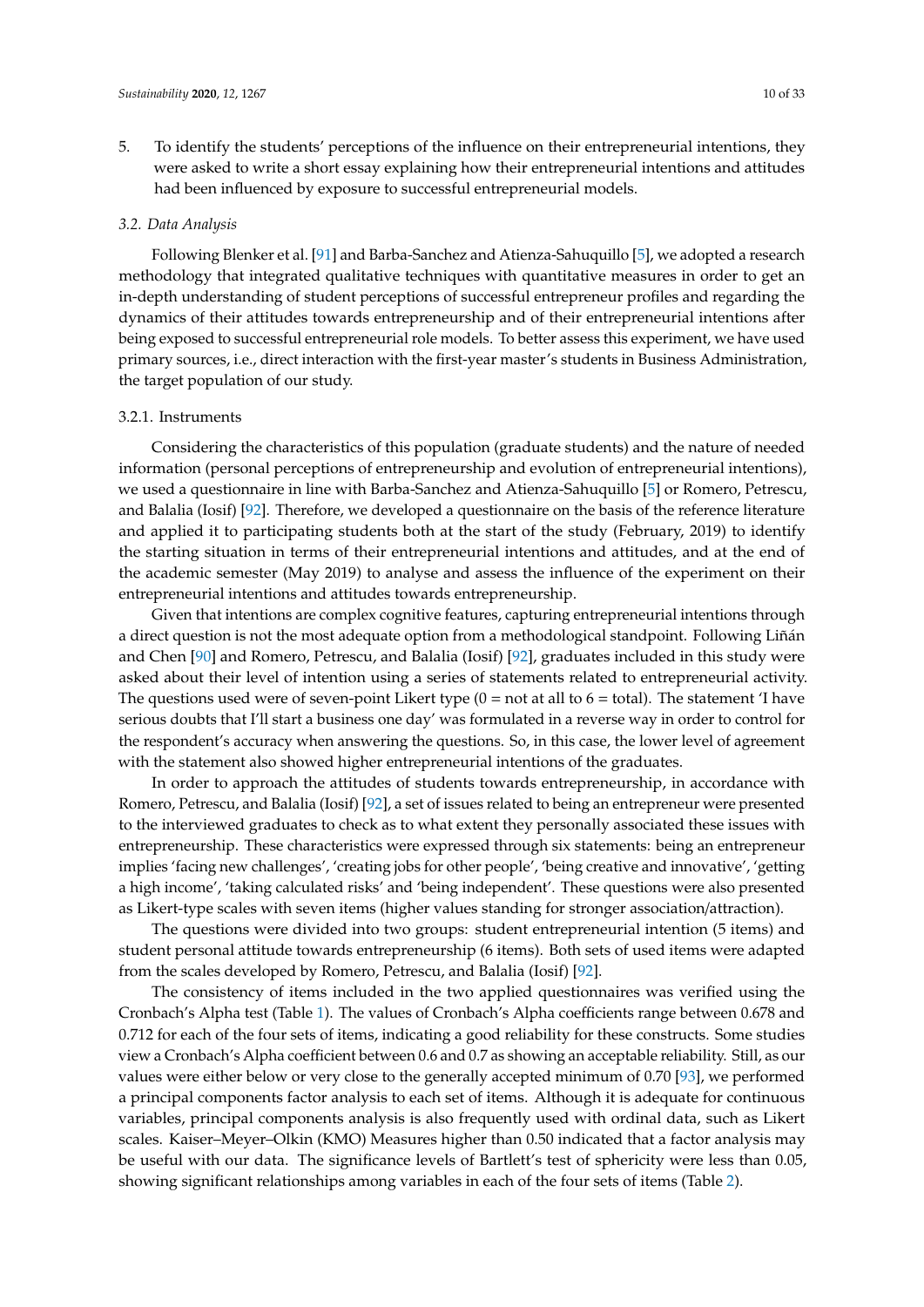5. To identify the students' perceptions of the influence on their entrepreneurial intentions, they were asked to write a short essay explaining how their entrepreneurial intentions and attitudes had been influenced by exposure to successful entrepreneurial models.

### *3.2. Data Analysis*

Following Blenker et al. [91] and Barba-Sanchez and Atienza-Sahuquillo [5], we adopted a research methodology that integrated qualitative techniques with quantitative measures in order to get an in-depth understanding of student perceptions of successful entrepreneur profiles and regarding the dynamics of their attitudes towards entrepreneurship and of their entrepreneurial intentions after being exposed to successful entrepreneurial role models. To better assess this experiment, we have used primary sources, i.e., direct interaction with the first-year master's students in Business Administration, the target population of our study.

#### 3.2.1. Instruments

Considering the characteristics of this population (graduate students) and the nature of needed information (personal perceptions of entrepreneurship and evolution of entrepreneurial intentions), we used a questionnaire in line with Barba-Sanchez and Atienza-Sahuquillo [5] or Romero, Petrescu, and Balalia (Iosif) [92]. Therefore, we developed a questionnaire on the basis of the reference literature and applied it to participating students both at the start of the study (February, 2019) to identify the starting situation in terms of their entrepreneurial intentions and attitudes, and at the end of the academic semester (May 2019) to analyse and assess the influence of the experiment on their entrepreneurial intentions and attitudes towards entrepreneurship.

Given that intentions are complex cognitive features, capturing entrepreneurial intentions through a direct question is not the most adequate option from a methodological standpoint. Following Liñán and Chen [90] and Romero, Petrescu, and Balalia (Iosif) [92], graduates included in this study were asked about their level of intention using a series of statements related to entrepreneurial activity. The questions used were of seven-point Likert type (0 = not at all to 6 = total). The statement 'I have serious doubts that I'll start a business one day' was formulated in a reverse way in order to control for the respondent's accuracy when answering the questions. So, in this case, the lower level of agreement with the statement also showed higher entrepreneurial intentions of the graduates.

In order to approach the attitudes of students towards entrepreneurship, in accordance with Romero, Petrescu, and Balalia (Iosif) [92], a set of issues related to being an entrepreneur were presented to the interviewed graduates to check as to what extent they personally associated these issues with entrepreneurship. These characteristics were expressed through six statements: being an entrepreneur implies 'facing new challenges', 'creating jobs for other people', 'being creative and innovative', 'getting a high income', 'taking calculated risks' and 'being independent'. These questions were also presented as Likert-type scales with seven items (higher values standing for stronger association/attraction).

The questions were divided into two groups: student entrepreneurial intention (5 items) and student personal attitude towards entrepreneurship (6 items). Both sets of used items were adapted from the scales developed by Romero, Petrescu, and Balalia (Iosif) [92].

The consistency of items included in the two applied questionnaires was verified using the Cronbach's Alpha test (Table 1). The values of Cronbach's Alpha coefficients range between 0.678 and 0.712 for each of the four sets of items, indicating a good reliability for these constructs. Some studies view a Cronbach's Alpha coefficient between 0.6 and 0.7 as showing an acceptable reliability. Still, as our values were either below or very close to the generally accepted minimum of 0.70 [93], we performed a principal components factor analysis to each set of items. Although it is adequate for continuous variables, principal components analysis is also frequently used with ordinal data, such as Likert scales. Kaiser–Meyer–Olkin (KMO) Measures higher than 0.50 indicated that a factor analysis may be useful with our data. The significance levels of Bartlett's test of sphericity were less than 0.05, showing significant relationships among variables in each of the four sets of items (Table 2).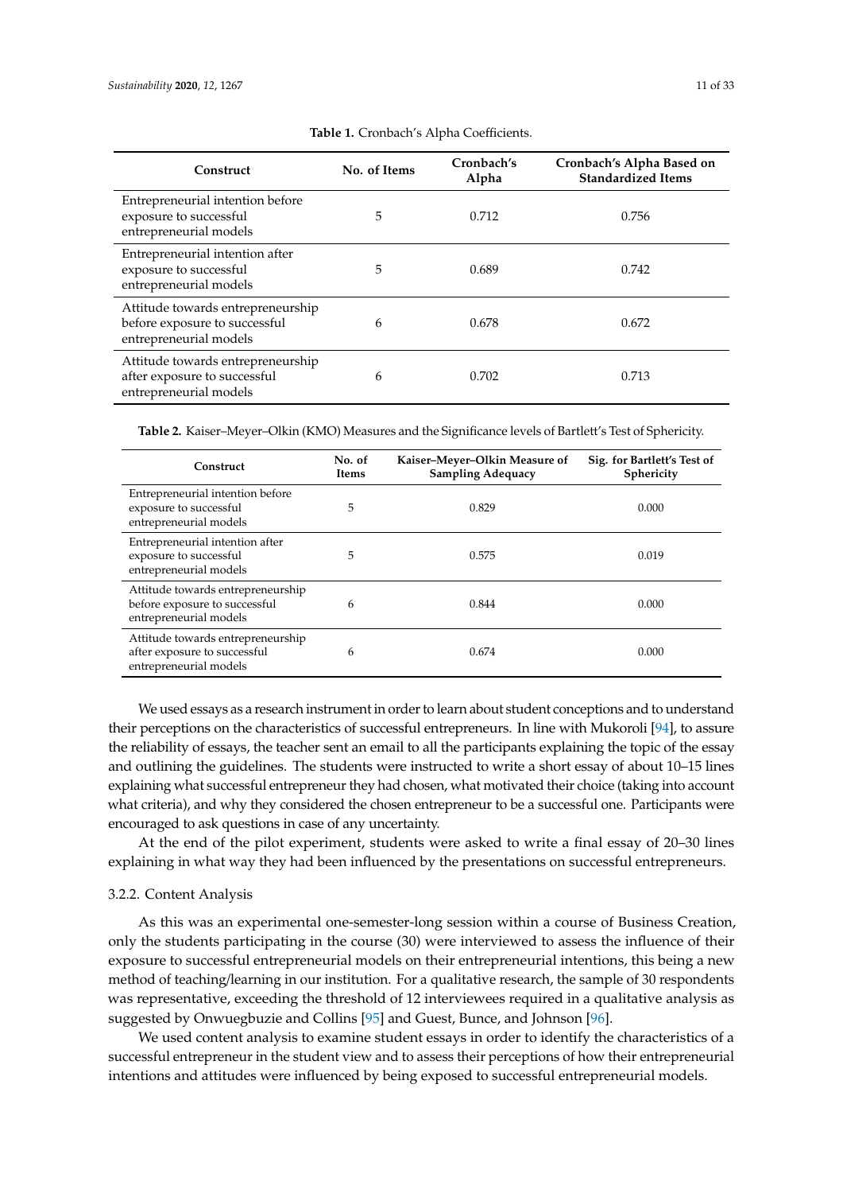**Table 1.** Cronbach's Alpha Coefficients.

| Construct | No. of Items | Cronbach's Alpha | Cronbach's Alpha Based on Standardized Items |
|---|---|---|---|
| Entrepreneurial intention before exposure to successful entrepreneurial models | 5 | 0.712 | 0.756 |
| Entrepreneurial intention after exposure to successful entrepreneurial models | 5 | 0.689 | 0.742 |
| Attitude towards entrepreneurship before exposure to successful entrepreneurial models | 6 | 0.678 | 0.672 |
| Attitude towards entrepreneurship after exposure to successful entrepreneurial models | 6 | 0.702 | 0.713 |

**Table 2.** Kaiser–Meyer–Olkin (KMO) Measures and the Significance levels of Bartlett's Test of Sphericity.

| Construct | No. of Items | Kaiser–Meyer–Olkin Measure of Sampling Adequacy | Sig. for Bartlett's Test of Sphericity |
|---|---|---|---|
| Entrepreneurial intention before exposure to successful entrepreneurial models | 5 | 0.829 | 0.000 |
| Entrepreneurial intention after exposure to successful entrepreneurial models | 5 | 0.575 | 0.019 |
| Attitude towards entrepreneurship before exposure to successful entrepreneurial models | 6 | 0.844 | 0.000 |
| Attitude towards entrepreneurship after exposure to successful entrepreneurial models | 6 | 0.674 | 0.000 |

We used essays as a research instrument in order to learn about student conceptions and to understand their perceptions on the characteristics of successful entrepreneurs. In line with Mukoroli [94], to assure the reliability of essays, the teacher sent an email to all the participants explaining the topic of the essay and outlining the guidelines. The students were instructed to write a short essay of about 10–15 lines explaining what successful entrepreneur they had chosen, what motivated their choice (taking into account what criteria), and why they considered the chosen entrepreneur to be a successful one. Participants were encouraged to ask questions in case of any uncertainty.

At the end of the pilot experiment, students were asked to write a final essay of 20–30 lines explaining in what way they had been influenced by the presentations on successful entrepreneurs.

#### 3.2.2. Content Analysis

As this was an experimental one-semester-long session within a course of Business Creation, only the students participating in the course (30) were interviewed to assess the influence of their exposure to successful entrepreneurial models on their entrepreneurial intentions, this being a new method of teaching/learning in our institution. For a qualitative research, the sample of 30 respondents was representative, exceeding the threshold of 12 interviewees required in a qualitative analysis as suggested by Onwuegbuzie and Collins [95] and Guest, Bunce, and Johnson [96].

We used content analysis to examine student essays in order to identify the characteristics of a successful entrepreneur in the student view and to assess their perceptions of how their entrepreneurial intentions and attitudes were influenced by being exposed to successful entrepreneurial models.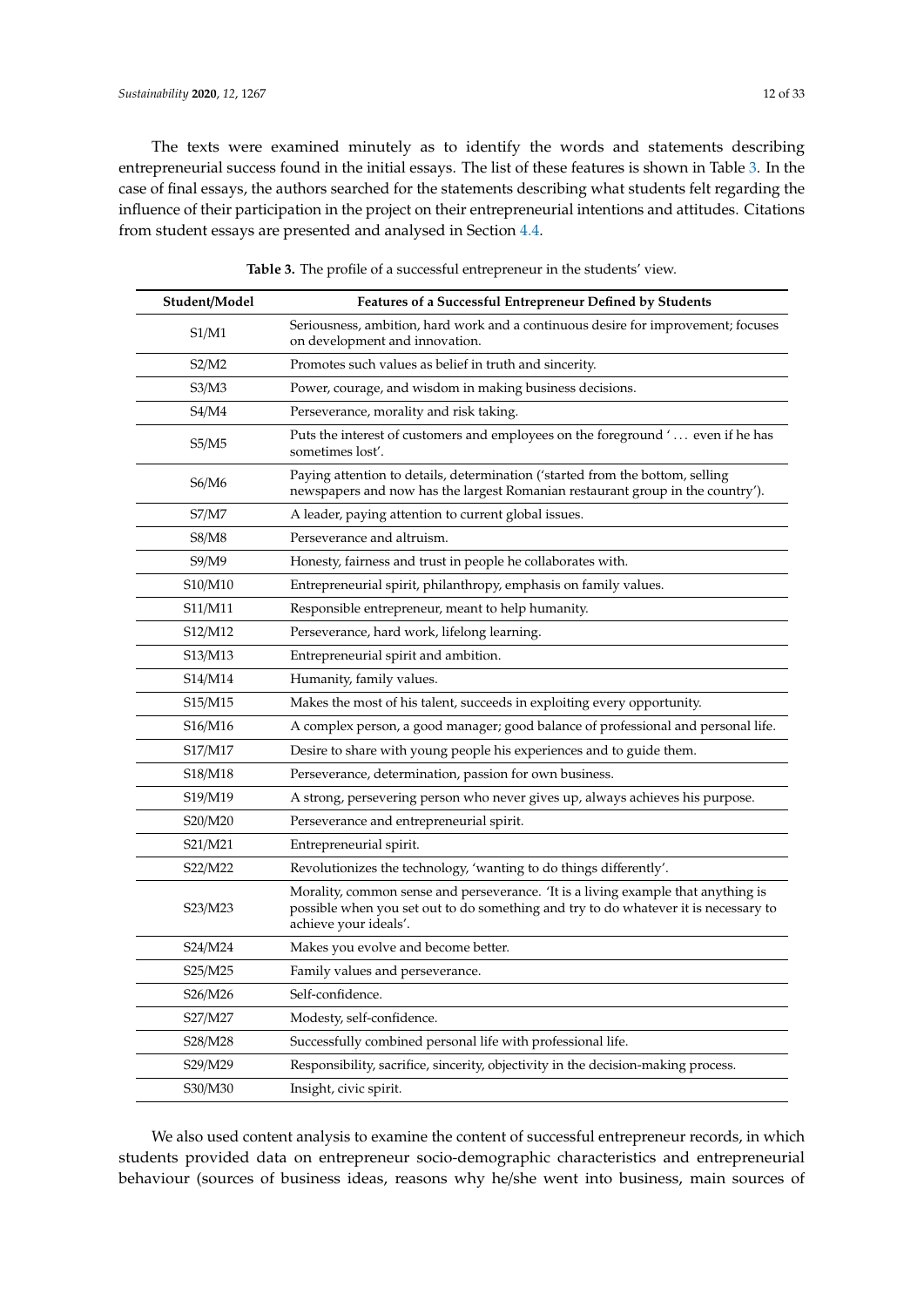The texts were examined minutely as to identify the words and statements describing entrepreneurial success found in the initial essays. The list of these features is shown in Table 3. In the case of final essays, the authors searched for the statements describing what students felt regarding the influence of their participation in the project on their entrepreneurial intentions and attitudes. Citations from student essays are presented and analysed in Section 4.4.

**Table 3.** The profile of a successful entrepreneur in the students' view.

| Student/Model | Features of a Successful Entrepreneur Defined by Students |
|---|---|
| S1/M1 | Seriousness, ambition, hard work and a continuous desire for improvement; focuses on development and innovation. |
| S2/M2 | Promotes such values as belief in truth and sincerity. |
| S3/M3 | Power, courage, and wisdom in making business decisions. |
| S4/M4 | Perseverance, morality and risk taking. |
| S5/M5 | Puts the interest of customers and employees on the foreground '... even if he has sometimes lost'. |
| S6/M6 | Paying attention to details, determination ('started from the bottom, selling newspapers and now has the largest Romanian restaurant group in the country'). |
| S7/M7 | A leader, paying attention to current global issues. |
| S8/M8 | Perseverance and altruism. |
| S9/M9 | Honesty, fairness and trust in people he collaborates with. |
| S10/M10 | Entrepreneurial spirit, philanthropy, emphasis on family values. |
| S11/M11 | Responsible entrepreneur, meant to help humanity. |
| S12/M12 | Perseverance, hard work, lifelong learning. |
| S13/M13 | Entrepreneurial spirit and ambition. |
| S14/M14 | Humanity, family values. |
| S15/M15 | Makes the most of his talent, succeeds in exploiting every opportunity. |
| S16/M16 | A complex person, a good manager; good balance of professional and personal life. |
| S17/M17 | Desire to share with young people his experiences and to guide them. |
| S18/M18 | Perseverance, determination, passion for own business. |
| S19/M19 | A strong, persevering person who never gives up, always achieves his purpose. |
| S20/M20 | Perseverance and entrepreneurial spirit. |
| S21/M21 | Entrepreneurial spirit. |
| S22/M22 | Revolutionizes the technology, 'wanting to do things differently'. |
| S23/M23 | Morality, common sense and perseverance. 'It is a living example that anything is possible when you set out to do something and try to do whatever it is necessary to achieve your ideals'. |
| S24/M24 | Makes you evolve and become better. |
| S25/M25 | Family values and perseverance. |
| S26/M26 | Self-confidence. |
| S27/M27 | Modesty, self-confidence. |
| S28/M28 | Successfully combined personal life with professional life. |
| S29/M29 | Responsibility, sacrifice, sincerity, objectivity in the decision-making process. |
| S30/M30 | Insight, civic spirit. |

We also used content analysis to examine the content of successful entrepreneur records, in which students provided data on entrepreneur socio-demographic characteristics and entrepreneurial behaviour (sources of business ideas, reasons why he/she went into business, main sources of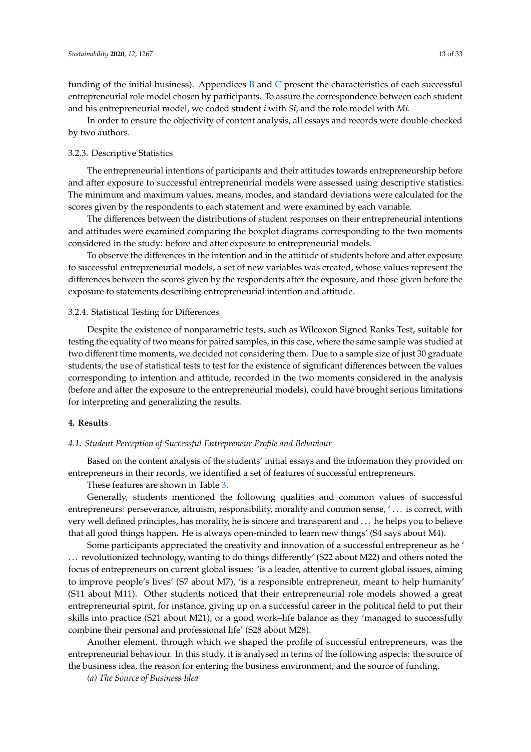funding of the initial business). Appendices B and C present the characteristics of each successful entrepreneurial role model chosen by participants. To assure the correspondence between each student and his entrepreneurial model, we coded student *i* with *Si*, and the role model with *Mi*.

In order to ensure the objectivity of content analysis, all essays and records were double-checked by two authors.

#### 3.2.3. Descriptive Statistics

The entrepreneurial intentions of participants and their attitudes towards entrepreneurship before and after exposure to successful entrepreneurial models were assessed using descriptive statistics. The minimum and maximum values, means, modes, and standard deviations were calculated for the scores given by the respondents to each statement and were examined by each variable.

The differences between the distributions of student responses on their entrepreneurial intentions and attitudes were examined comparing the boxplot diagrams corresponding to the two moments considered in the study: before and after exposure to entrepreneurial models.

To observe the differences in the intention and in the attitude of students before and after exposure to successful entrepreneurial models, a set of new variables was created, whose values represent the differences between the scores given by the respondents after the exposure, and those given before the exposure to statements describing entrepreneurial intention and attitude.

#### 3.2.4. Statistical Testing for Differences

Despite the existence of nonparametric tests, such as Wilcoxon Signed Ranks Test, suitable for testing the equality of two means for paired samples, in this case, where the same sample was studied at two different time moments, we decided not considering them. Due to a sample size of just 30 graduate students, the use of statistical tests to test for the existence of significant differences between the values corresponding to intention and attitude, recorded in the two moments considered in the analysis (before and after the exposure to the entrepreneurial models), could have brought serious limitations for interpreting and generalizing the results.

## 4. Results

### *4.1. Student Perception of Successful Entrepreneur Profile and Behaviour*

Based on the content analysis of the students' initial essays and the information they provided on entrepreneurs in their records, we identified a set of features of successful entrepreneurs.

These features are shown in Table 3.

Generally, students mentioned the following qualities and common values of successful entrepreneurs: perseverance, altruism, responsibility, morality and common sense, '... is correct, with very well defined principles, has morality, he is sincere and transparent and ... he helps you to believe that all good things happen. He is always open-minded to learn new things' (S4 says about M4).

Some participants appreciated the creativity and innovation of a successful entrepreneur as he '... revolutionized technology, wanting to do things differently' (S22 about M22) and others noted the focus of entrepreneurs on current global issues: 'is a leader, attentive to current global issues, aiming to improve people's lives' (S7 about M7), 'is a responsible entrepreneur, meant to help humanity' (S11 about M11). Other students noticed that their entrepreneurial role models showed a great entrepreneurial spirit, for instance, giving up on a successful career in the political field to put their skills into practice (S21 about M21), or a good work–life balance as they 'managed to successfully combine their personal and professional life' (S28 about M28).

Another element, through which we shaped the profile of successful entrepreneurs, was the entrepreneurial behaviour. In this study, it is analysed in terms of the following aspects: the source of the business idea, the reason for entering the business environment, and the source of funding.

*(a) The Source of Business Idea*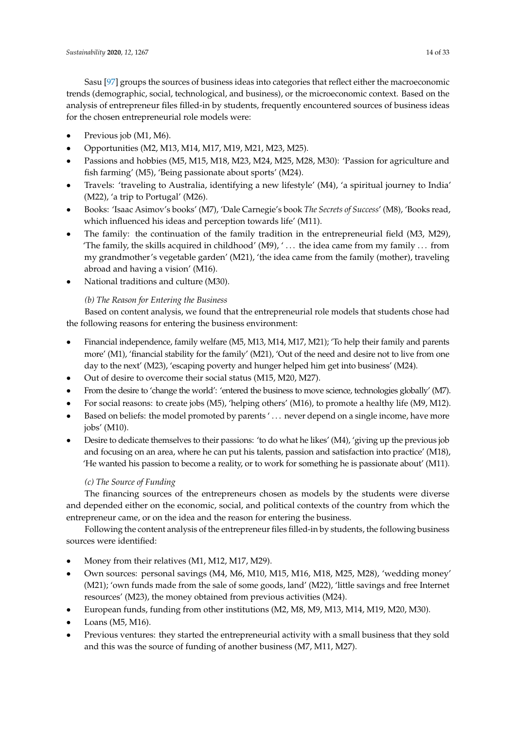Sasu [97] groups the sources of business ideas into categories that reflect either the macroeconomic trends (demographic, social, technological, and business), or the microeconomic context. Based on the analysis of entrepreneur files filled-in by students, frequently encountered sources of business ideas for the chosen entrepreneurial role models were:

- Previous job (M1, M6).
- Opportunities (M2, M13, M14, M17, M19, M21, M23, M25).
- Passions and hobbies (M5, M15, M18, M23, M24, M25, M28, M30): 'Passion for agriculture and fish farming' (M5), 'Being passionate about sports' (M24).
- Travels: 'traveling to Australia, identifying a new lifestyle' (M4), 'a spiritual journey to India' (M22), 'a trip to Portugal' (M26).
- Books: 'Isaac Asimov's books' (M7), 'Dale Carnegie's book *The Secrets of Success*' (M8), 'Books read, which influenced his ideas and perception towards life' (M11).
- The family: the continuation of the family tradition in the entrepreneurial field (M3, M29), 'The family, the skills acquired in childhood' (M9), ' . . . the idea came from my family . . . from my grandmother's vegetable garden' (M21), 'the idea came from the family (mother), traveling abroad and having a vision' (M16).
- National traditions and culture (M30).

*(b) The Reason for Entering the Business*

Based on content analysis, we found that the entrepreneurial role models that students chose had the following reasons for entering the business environment:

- Financial independence, family welfare (M5, M13, M14, M17, M21); 'To help their family and parents more' (M1), 'financial stability for the family' (M21), 'Out of the need and desire not to live from one day to the next' (M23), 'escaping poverty and hunger helped him get into business' (M24).
- Out of desire to overcome their social status (M15, M20, M27).
- From the desire to 'change the world': 'entered the business to move science, technologies globally' (M7).
- For social reasons: to create jobs (M5), 'helping others' (M16), to promote a healthy life (M9, M12).
- Based on beliefs: the model promoted by parents ' . . . never depend on a single income, have more jobs' (M10).
- Desire to dedicate themselves to their passions: 'to do what he likes' (M4), 'giving up the previous job and focusing on an area, where he can put his talents, passion and satisfaction into practice' (M18), 'He wanted his passion to become a reality, or to work for something he is passionate about' (M11).

*(c) The Source of Funding*

The financing sources of the entrepreneurs chosen as models by the students were diverse and depended either on the economic, social, and political contexts of the country from which the entrepreneur came, or on the idea and the reason for entering the business.

Following the content analysis of the entrepreneur files filled-in by students, the following business sources were identified:

- Money from their relatives (M1, M12, M17, M29).
- Own sources: personal savings (M4, M6, M10, M15, M16, M18, M25, M28), 'wedding money' (M21); 'own funds made from the sale of some goods, land' (M22), 'little savings and free Internet resources' (M23), the money obtained from previous activities (M24).
- European funds, funding from other institutions (M2, M8, M9, M13, M14, M19, M20, M30).
- Loans (M5, M16).
- Previous ventures: they started the entrepreneurial activity with a small business that they sold and this was the source of funding of another business (M7, M11, M27).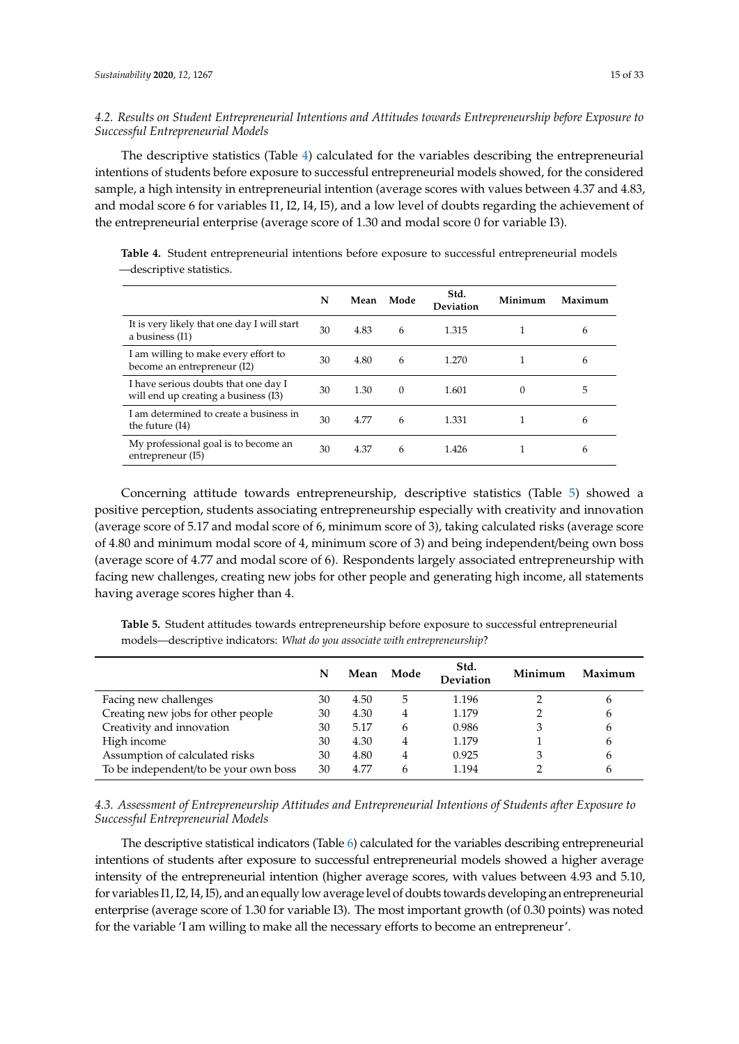### 4.2. Results on Student Entrepreneurial Intentions and Attitudes towards Entrepreneurship before Exposure to Successful Entrepreneurial Models

The descriptive statistics (Table 4) calculated for the variables describing the entrepreneurial intentions of students before exposure to successful entrepreneurial models showed, for the considered sample, a high intensity in entrepreneurial intention (average scores with values between 4.37 and 4.83, and modal score 6 for variables I1, I2, I4, I5), and a low level of doubts regarding the achievement of the entrepreneurial enterprise (average score of 1.30 and modal score 0 for variable I3).

**Table 4.** Student entrepreneurial intentions before exposure to successful entrepreneurial models—descriptive statistics.

| | N | Mean | Mode | Std. Deviation | Minimum | Maximum |
|---|---|---|---|---|---|---|
| It is very likely that one day I will start a business (I1) | 30 | 4.83 | 6 | 1.315 | 1 | 6 |
| I am willing to make every effort to become an entrepreneur (I2) | 30 | 4.80 | 6 | 1.270 | 1 | 6 |
| I have serious doubts that one day I will end up creating a business (I3) | 30 | 1.30 | 0 | 1.601 | 0 | 5 |
| I am determined to create a business in the future (I4) | 30 | 4.77 | 6 | 1.331 | 1 | 6 |
| My professional goal is to become an entrepreneur (I5) | 30 | 4.37 | 6 | 1.426 | 1 | 6 |

Concerning attitude towards entrepreneurship, descriptive statistics (Table 5) showed a positive perception, students associating entrepreneurship especially with creativity and innovation (average score of 5.17 and modal score of 6, minimum score of 3), taking calculated risks (average score of 4.80 and minimum modal score of 4, minimum score of 3) and being independent/being own boss (average score of 4.77 and modal score of 6). Respondents largely associated entrepreneurship with facing new challenges, creating new jobs for other people and generating high income, all statements having average scores higher than 4.

**Table 5.** Student attitudes towards entrepreneurship before exposure to successful entrepreneurial models—descriptive indicators: *What do you associate with entrepreneurship*?

| | N | Mean | Mode | Std. Deviation | Minimum | Maximum |
|---|---|---|---|---|---|---|
| Facing new challenges | 30 | 4.50 | 5 | 1.196 | 2 | 6 |
| Creating new jobs for other people | 30 | 4.30 | 4 | 1.179 | 2 | 6 |
| Creativity and innovation | 30 | 5.17 | 6 | 0.986 | 3 | 6 |
| High income | 30 | 4.30 | 4 | 1.179 | 1 | 6 |
| Assumption of calculated risks | 30 | 4.80 | 4 | 0.925 | 3 | 6 |
| To be independent/to be your own boss | 30 | 4.77 | 6 | 1.194 | 2 | 6 |

### 4.3. Assessment of Entrepreneurship Attitudes and Entrepreneurial Intentions of Students after Exposure to Successful Entrepreneurial Models

The descriptive statistical indicators (Table 6) calculated for the variables describing entrepreneurial intentions of students after exposure to successful entrepreneurial models showed a higher average intensity of the entrepreneurial intention (higher average scores, with values between 4.93 and 5.10, for variables I1, I2, I4, I5), and an equally low average level of doubts towards developing an entrepreneurial enterprise (average score of 1.30 for variable I3). The most important growth (of 0.30 points) was noted for the variable 'I am willing to make all the necessary efforts to become an entrepreneur'.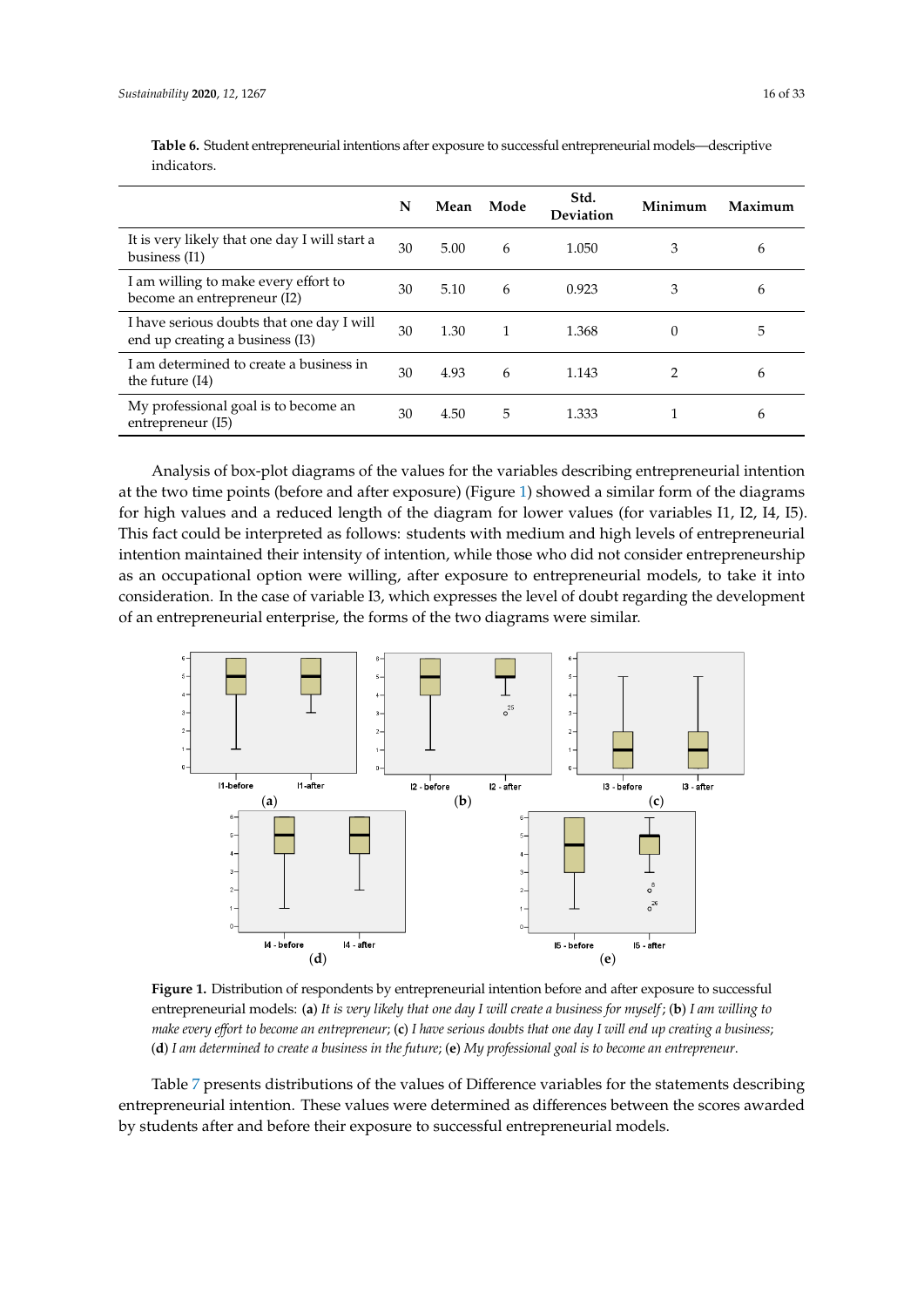**Table 6.** Student entrepreneurial intentions after exposure to successful entrepreneurial models—descriptive indicators.

| | N | Mean | Mode | Std. Deviation | Minimum | Maximum |
|---|---|---|---|---|---|---|
| It is very likely that one day I will start a business (I1) | 30 | 5.00 | 6 | 1.050 | 3 | 6 |
| I am willing to make every effort to become an entrepreneur (I2) | 30 | 5.10 | 6 | 0.923 | 3 | 6 |
| I have serious doubts that one day I will end up creating a business (I3) | 30 | 1.30 | 1 | 1.368 | 0 | 5 |
| I am determined to create a business in the future (I4) | 30 | 4.93 | 6 | 1.143 | 2 | 6 |
| My professional goal is to become an entrepreneur (I5) | 30 | 4.50 | 5 | 1.333 | 1 | 6 |

Analysis of box-plot diagrams of the values for the variables describing entrepreneurial intention at the two time points (before and after exposure) (Figure 1) showed a similar form of the diagrams for high values and a reduced length of the diagram for lower values (for variables I1, I2, I4, I5). This fact could be interpreted as follows: students with medium and high levels of entrepreneurial intention maintained their intensity of intention, while those who did not consider entrepreneurship as an occupational option were willing, after exposure to entrepreneurial models, to take it into consideration. In the case of variable I3, which expresses the level of doubt regarding the development of an entrepreneurial enterprise, the forms of the two diagrams were similar.

**Figure 1.** Distribution of respondents by entrepreneurial intention before and after exposure to successful entrepreneurial models: (**a**) *It is very likely that one day I will create a business for myself*; (**b**) *I am willing to make every effort to become an entrepreneur*; (**c**) *I have serious doubts that one day I will end up creating a business*; (**d**) *I am determined to create a business in the future*; (**e**) *My professional goal is to become an entrepreneur*.

Table 7 presents distributions of the values of Difference variables for the statements describing entrepreneurial intention. These values were determined as differences between the scores awarded by students after and before their exposure to successful entrepreneurial models.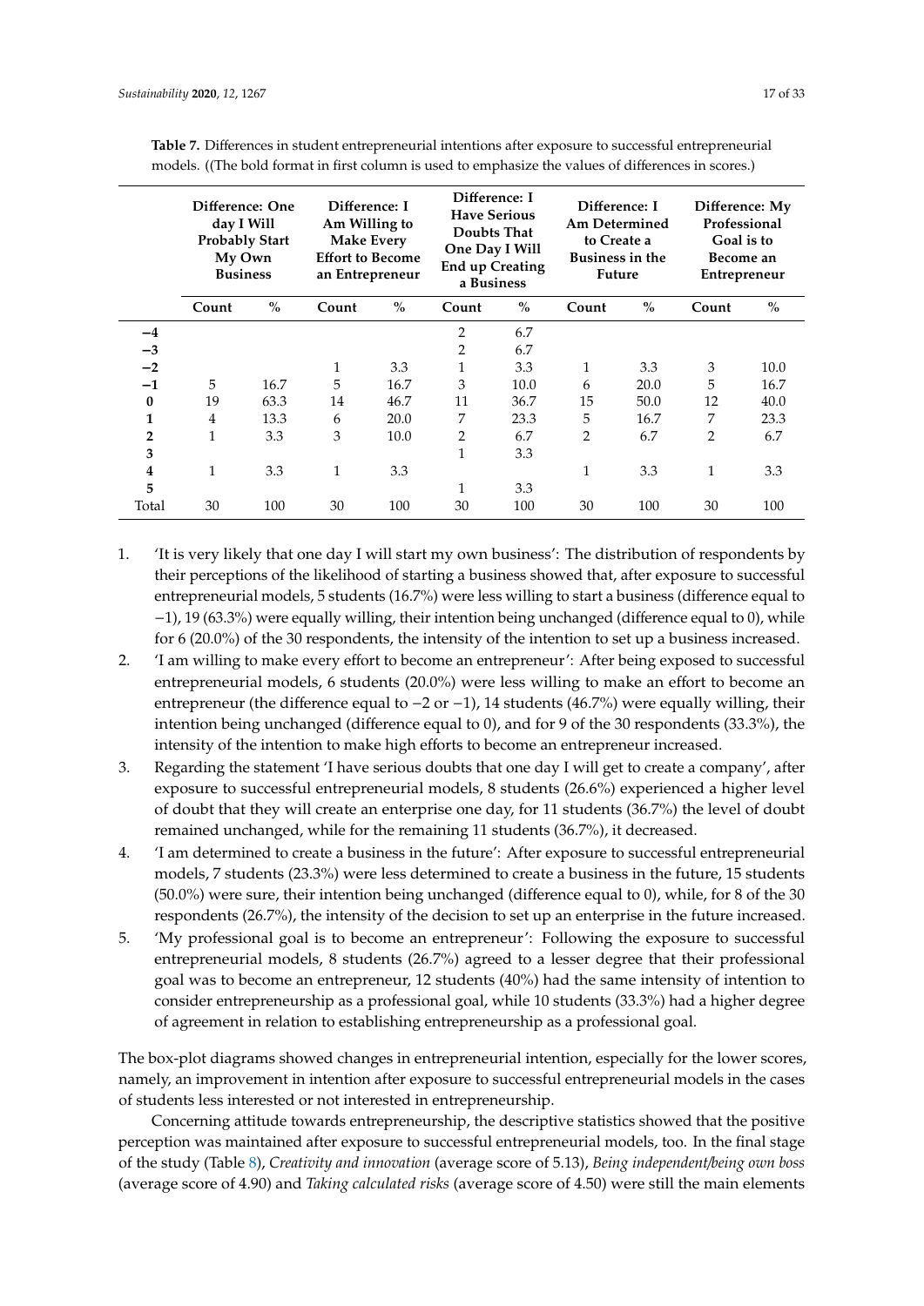**Table 7.** Differences in student entrepreneurial intentions after exposure to successful entrepreneurial models. ((The bold format in first column is used to emphasize the values of differences in scores.)

| | Difference: One day I Will Probably Start My Own Business | | Difference: I Am Willing to Make Every Effort to Become an Entrepreneur | | Difference: I Have Serious Doubts That One Day I Will End up Creating a Business | | Difference: I Am Determined to Create a Business in the Future | | Difference: My Professional Goal is to Become an Entrepreneur | |
|---|---|---|---|---|---|---|---|---|---|---|
| | Count | % | Count | % | Count | % | Count | % | Count | % |
| **−4** | | | | | 2 | 6.7 | | | | |
| **−3** | | | | | 2 | 6.7 | | | | |
| **−2** | | | 1 | 3.3 | 1 | 3.3 | 1 | 3.3 | 3 | 10.0 |
| **−1** | 5 | 16.7 | 5 | 16.7 | 3 | 10.0 | 6 | 20.0 | 5 | 16.7 |
| **0** | 19 | 63.3 | 14 | 46.7 | 11 | 36.7 | 15 | 50.0 | 12 | 40.0 |
| **1** | 4 | 13.3 | 6 | 20.0 | 7 | 23.3 | 5 | 16.7 | 7 | 23.3 |
| **2** | 1 | 3.3 | 3 | 10.0 | 2 | 6.7 | 2 | 6.7 | 2 | 6.7 |
| **3** | | | | | 1 | 3.3 | | | | |
| **4** | 1 | 3.3 | 1 | 3.3 | | | 1 | 3.3 | 1 | 3.3 |
| **5** | | | | | 1 | 3.3 | | | | |
| Total | 30 | 100 | 30 | 100 | 30 | 100 | 30 | 100 | 30 | 100 |

1. 'It is very likely that one day I will start my own business': The distribution of respondents by their perceptions of the likelihood of starting a business showed that, after exposure to successful entrepreneurial models, 5 students (16.7%) were less willing to start a business (difference equal to −1), 19 (63.3%) were equally willing, their intention being unchanged (difference equal to 0), while for 6 (20.0%) of the 30 respondents, the intensity of the intention to set up a business increased.
2. 'I am willing to make every effort to become an entrepreneur': After being exposed to successful entrepreneurial models, 6 students (20.0%) were less willing to make an effort to become an entrepreneur (the difference equal to −2 or −1), 14 students (46.7%) were equally willing, their intention being unchanged (difference equal to 0), and for 9 of the 30 respondents (33.3%), the intensity of the intention to make high efforts to become an entrepreneur increased.
3. Regarding the statement 'I have serious doubts that one day I will get to create a company', after exposure to successful entrepreneurial models, 8 students (26.6%) experienced a higher level of doubt that they will create an enterprise one day, for 11 students (36.7%) the level of doubt remained unchanged, while for the remaining 11 students (36.7%), it decreased.
4. 'I am determined to create a business in the future': After exposure to successful entrepreneurial models, 7 students (23.3%) were less determined to create a business in the future, 15 students (50.0%) were sure, their intention being unchanged (difference equal to 0), while, for 8 of the 30 respondents (26.7%), the intensity of the decision to set up an enterprise in the future increased.
5. 'My professional goal is to become an entrepreneur': Following the exposure to successful entrepreneurial models, 8 students (26.7%) agreed to a lesser degree that their professional goal was to become an entrepreneur, 12 students (40%) had the same intensity of intention to consider entrepreneurship as a professional goal, while 10 students (33.3%) had a higher degree of agreement in relation to establishing entrepreneurship as a professional goal.

The box-plot diagrams showed changes in entrepreneurial intention, especially for the lower scores, namely, an improvement in intention after exposure to successful entrepreneurial models in the cases of students less interested or not interested in entrepreneurship.

Concerning attitude towards entrepreneurship, the descriptive statistics showed that the positive perception was maintained after exposure to successful entrepreneurial models, too. In the final stage of the study (Table 8), *Creativity and innovation* (average score of 5.13), *Being independent/being own boss* (average score of 4.90) and *Taking calculated risks* (average score of 4.50) were still the main elements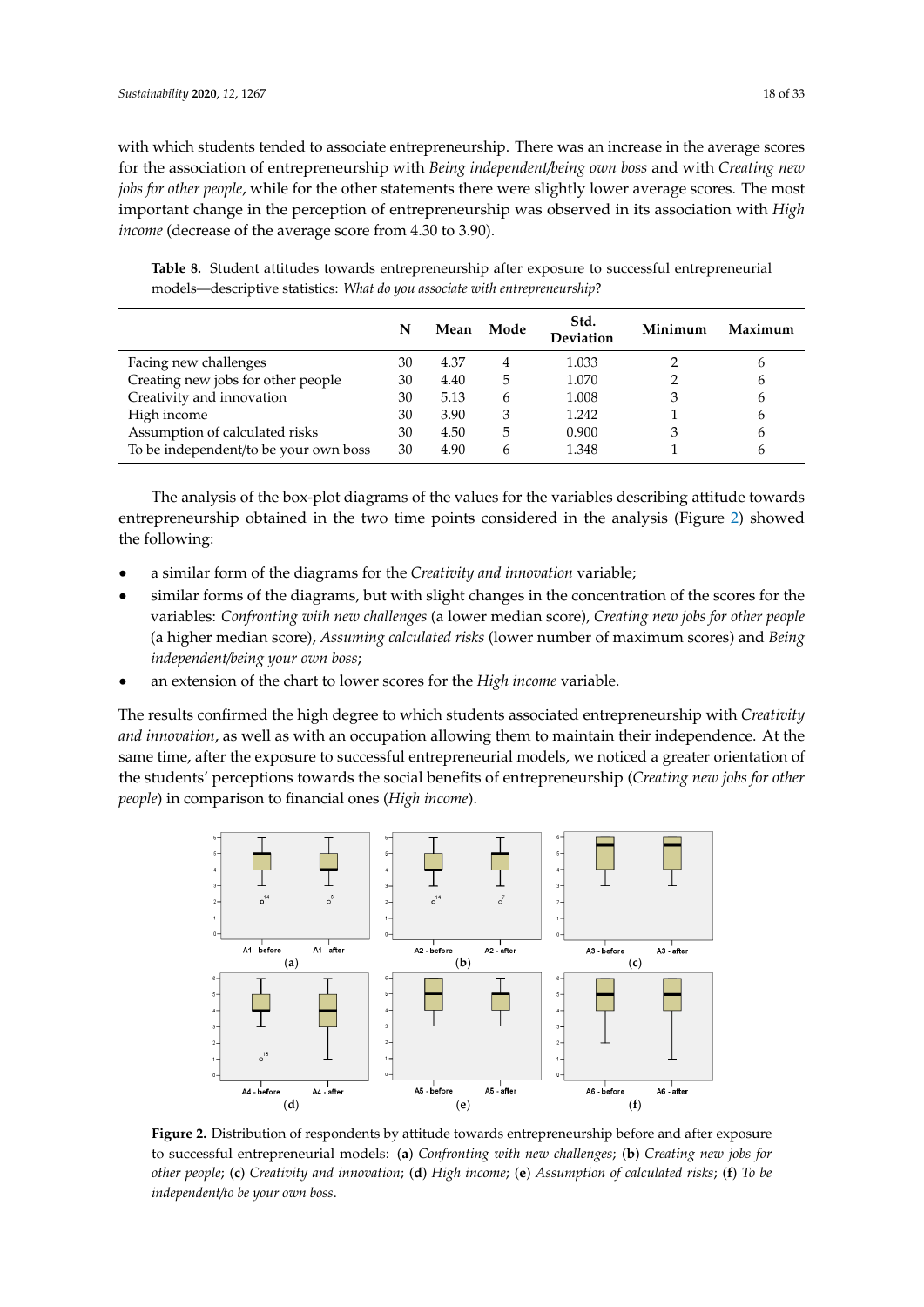with which students tended to associate entrepreneurship. There was an increase in the average scores for the association of entrepreneurship with *Being independent/being own boss* and with *Creating new jobs for other people*, while for the other statements there were slightly lower average scores. The most important change in the perception of entrepreneurship was observed in its association with *High income* (decrease of the average score from 4.30 to 3.90).

**Table 8.** Student attitudes towards entrepreneurship after exposure to successful entrepreneurial models—descriptive statistics: *What do you associate with entrepreneurship*?

| | N | Mean | Mode | Std. Deviation | Minimum | Maximum |
|---|---|---|---|---|---|---|
| Facing new challenges | 30 | 4.37 | 4 | 1.033 | 2 | 6 |
| Creating new jobs for other people | 30 | 4.40 | 5 | 1.070 | 2 | 6 |
| Creativity and innovation | 30 | 5.13 | 6 | 1.008 | 3 | 6 |
| High income | 30 | 3.90 | 3 | 1.242 | 1 | 6 |
| Assumption of calculated risks | 30 | 4.50 | 5 | 0.900 | 3 | 6 |
| To be independent/to be your own boss | 30 | 4.90 | 6 | 1.348 | 1 | 6 |

The analysis of the box-plot diagrams of the values for the variables describing attitude towards entrepreneurship obtained in the two time points considered in the analysis (Figure 2) showed the following:

- a similar form of the diagrams for the *Creativity and innovation* variable;
- similar forms of the diagrams, but with slight changes in the concentration of the scores for the variables: *Confronting with new challenges* (a lower median score), *Creating new jobs for other people* (a higher median score), *Assuming calculated risks* (lower number of maximum scores) and *Being independent/being your own boss*;
- an extension of the chart to lower scores for the *High income* variable.

The results confirmed the high degree to which students associated entrepreneurship with *Creativity and innovation*, as well as with an occupation allowing them to maintain their independence. At the same time, after the exposure to successful entrepreneurial models, we noticed a greater orientation of the students' perceptions towards the social benefits of entrepreneurship (*Creating new jobs for other people*) in comparison to financial ones (*High income*).

**Figure 2.** Distribution of respondents by attitude towards entrepreneurship before and after exposure to successful entrepreneurial models: (**a**) *Confronting with new challenges*; (**b**) *Creating new jobs for other people*; (**c**) *Creativity and innovation*; (**d**) *High income*; (**e**) *Assumption of calculated risks*; (**f**) *To be independent/to be your own boss*.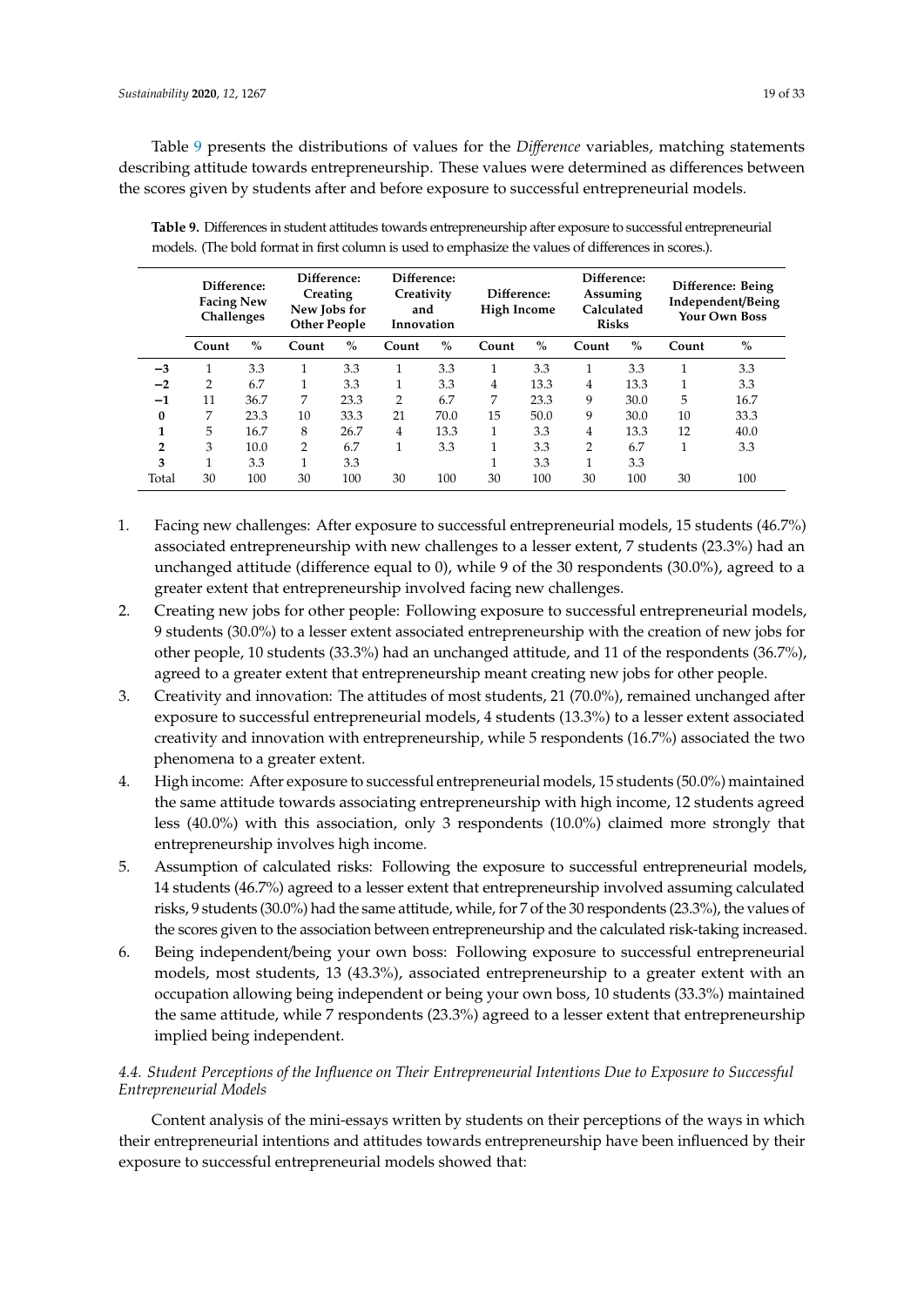Table 9 presents the distributions of values for the *Difference* variables, matching statements describing attitude towards entrepreneurship. These values were determined as differences between the scores given by students after and before exposure to successful entrepreneurial models.

**Table 9.** Differences in student attitudes towards entrepreneurship after exposure to successful entrepreneurial models. (The bold format in first column is used to emphasize the values of differences in scores.).

| | Difference: Facing New Challenges | | Difference: Creating New Jobs for Other People | | Difference: Creativity and Innovation | | Difference: High Income | | Difference: Assuming Calculated Risks | | Difference: Being Independent/Being Your Own Boss | |
|---|---|---|---|---|---|---|---|---|---|---|---|---|
| | Count | % | Count | % | Count | % | Count | % | Count | % | Count | % |
| **−3** | 1 | 3.3 | 1 | 3.3 | 1 | 3.3 | 1 | 3.3 | 1 | 3.3 | 1 | 3.3 |
| **−2** | 2 | 6.7 | 1 | 3.3 | 1 | 3.3 | 4 | 13.3 | 4 | 13.3 | 1 | 3.3 |
| **−1** | 11 | 36.7 | 7 | 23.3 | 2 | 6.7 | 7 | 23.3 | 9 | 30.0 | 5 | 16.7 |
| **0** | 7 | 23.3 | 10 | 33.3 | 21 | 70.0 | 15 | 50.0 | 9 | 30.0 | 10 | 33.3 |
| **1** | 5 | 16.7 | 8 | 26.7 | 4 | 13.3 | 1 | 3.3 | 4 | 13.3 | 12 | 40.0 |
| **2** | 3 | 10.0 | 2 | 6.7 | 1 | 3.3 | 1 | 3.3 | 2 | 6.7 | 1 | 3.3 |
| **3** | 1 | 3.3 | 1 | 3.3 | | | 1 | 3.3 | 1 | 3.3 | | |
| Total | 30 | 100 | 30 | 100 | 30 | 100 | 30 | 100 | 30 | 100 | 30 | 100 |

1. Facing new challenges: After exposure to successful entrepreneurial models, 15 students (46.7%) associated entrepreneurship with new challenges to a lesser extent, 7 students (23.3%) had an unchanged attitude (difference equal to 0), while 9 of the 30 respondents (30.0%), agreed to a greater extent that entrepreneurship involved facing new challenges.
2. Creating new jobs for other people: Following exposure to successful entrepreneurial models, 9 students (30.0%) to a lesser extent associated entrepreneurship with the creation of new jobs for other people, 10 students (33.3%) had an unchanged attitude, and 11 of the respondents (36.7%), agreed to a greater extent that entrepreneurship meant creating new jobs for other people.
3. Creativity and innovation: The attitudes of most students, 21 (70.0%), remained unchanged after exposure to successful entrepreneurial models, 4 students (13.3%) to a lesser extent associated creativity and innovation with entrepreneurship, while 5 respondents (16.7%) associated the two phenomena to a greater extent.
4. High income: After exposure to successful entrepreneurial models, 15 students (50.0%) maintained the same attitude towards associating entrepreneurship with high income, 12 students agreed less (40.0%) with this association, only 3 respondents (10.0%) claimed more strongly that entrepreneurship involves high income.
5. Assumption of calculated risks: Following the exposure to successful entrepreneurial models, 14 students (46.7%) agreed to a lesser extent that entrepreneurship involved assuming calculated risks, 9 students (30.0%) had the same attitude, while, for 7 of the 30 respondents (23.3%), the values of the scores given to the association between entrepreneurship and the calculated risk-taking increased.
6. Being independent/being your own boss: Following exposure to successful entrepreneurial models, most students, 13 (43.3%), associated entrepreneurship to a greater extent with an occupation allowing being independent or being your own boss, 10 students (33.3%) maintained the same attitude, while 7 respondents (23.3%) agreed to a lesser extent that entrepreneurship implied being independent.

### *4.4. Student Perceptions of the Influence on Their Entrepreneurial Intentions Due to Exposure to Successful Entrepreneurial Models*

Content analysis of the mini-essays written by students on their perceptions of the ways in which their entrepreneurial intentions and attitudes towards entrepreneurship have been influenced by their exposure to successful entrepreneurial models showed that: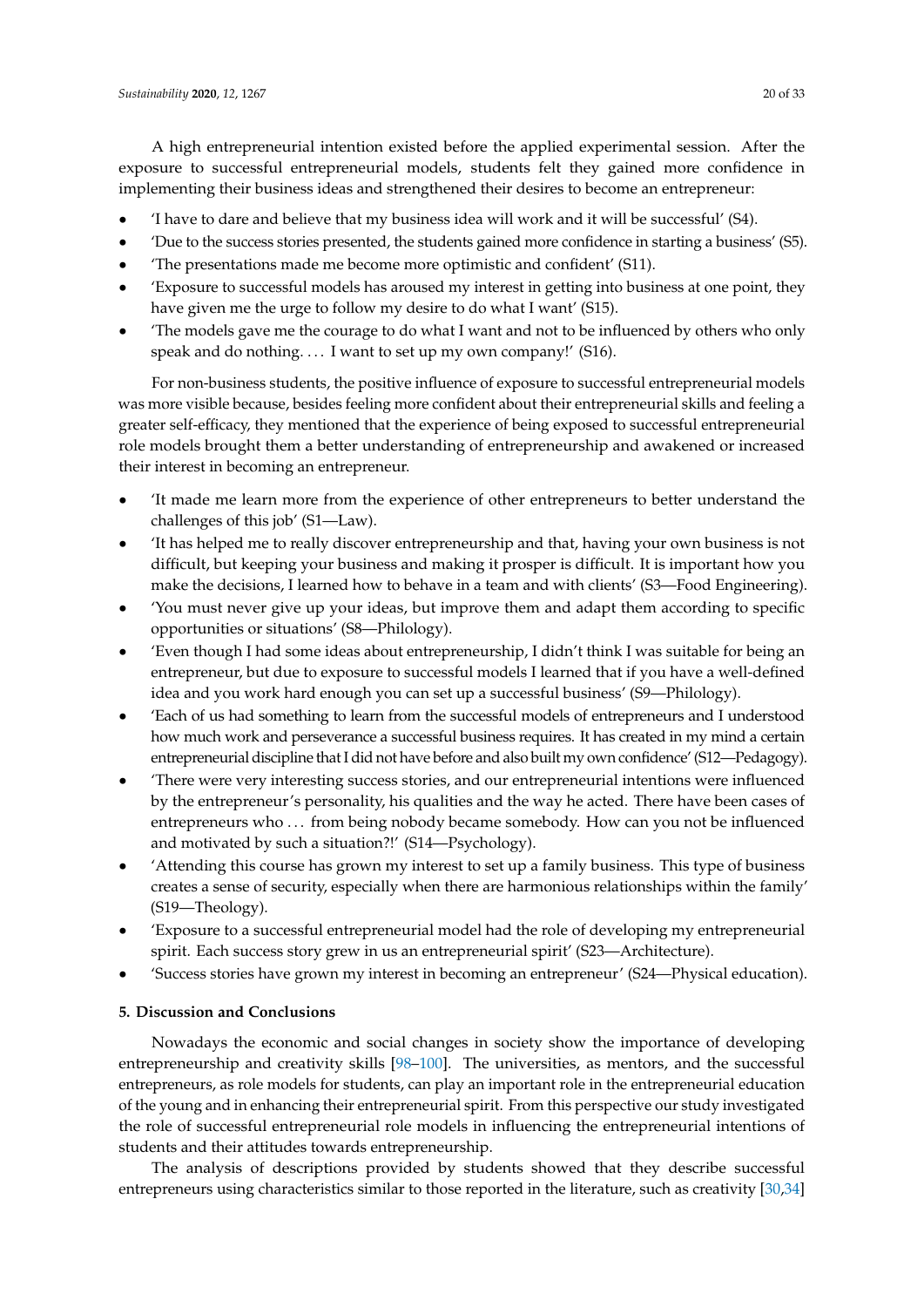A high entrepreneurial intention existed before the applied experimental session. After the exposure to successful entrepreneurial models, students felt they gained more confidence in implementing their business ideas and strengthened their desires to become an entrepreneur:

- 'I have to dare and believe that my business idea will work and it will be successful' (S4).
- 'Due to the success stories presented, the students gained more confidence in starting a business' (S5).
- 'The presentations made me become more optimistic and confident' (S11).
- 'Exposure to successful models has aroused my interest in getting into business at one point, they have given me the urge to follow my desire to do what I want' (S15).
- 'The models gave me the courage to do what I want and not to be influenced by others who only speak and do nothing. . . . I want to set up my own company!' (S16).

For non-business students, the positive influence of exposure to successful entrepreneurial models was more visible because, besides feeling more confident about their entrepreneurial skills and feeling a greater self-efficacy, they mentioned that the experience of being exposed to successful entrepreneurial role models brought them a better understanding of entrepreneurship and awakened or increased their interest in becoming an entrepreneur.

- 'It made me learn more from the experience of other entrepreneurs to better understand the challenges of this job' (S1—Law).
- 'It has helped me to really discover entrepreneurship and that, having your own business is not difficult, but keeping your business and making it prosper is difficult. It is important how you make the decisions, I learned how to behave in a team and with clients' (S3—Food Engineering).
- 'You must never give up your ideas, but improve them and adapt them according to specific opportunities or situations' (S8—Philology).
- 'Even though I had some ideas about entrepreneurship, I didn't think I was suitable for being an entrepreneur, but due to exposure to successful models I learned that if you have a well-defined idea and you work hard enough you can set up a successful business' (S9—Philology).
- 'Each of us had something to learn from the successful models of entrepreneurs and I understood how much work and perseverance a successful business requires. It has created in my mind a certain entrepreneurial discipline that I did not have before and also built my own confidence' (S12—Pedagogy).
- 'There were very interesting success stories, and our entrepreneurial intentions were influenced by the entrepreneur's personality, his qualities and the way he acted. There have been cases of entrepreneurs who . . . from being nobody became somebody. How can you not be influenced and motivated by such a situation?!' (S14—Psychology).
- 'Attending this course has grown my interest to set up a family business. This type of business creates a sense of security, especially when there are harmonious relationships within the family' (S19—Theology).
- 'Exposure to a successful entrepreneurial model had the role of developing my entrepreneurial spirit. Each success story grew in us an entrepreneurial spirit' (S23—Architecture).
- 'Success stories have grown my interest in becoming an entrepreneur' (S24—Physical education).

## 5. Discussion and Conclusions

Nowadays the economic and social changes in society show the importance of developing entrepreneurship and creativity skills [98–100]. The universities, as mentors, and the successful entrepreneurs, as role models for students, can play an important role in the entrepreneurial education of the young and in enhancing their entrepreneurial spirit. From this perspective our study investigated the role of successful entrepreneurial role models in influencing the entrepreneurial intentions of students and their attitudes towards entrepreneurship.

The analysis of descriptions provided by students showed that they describe successful entrepreneurs using characteristics similar to those reported in the literature, such as creativity [30,34]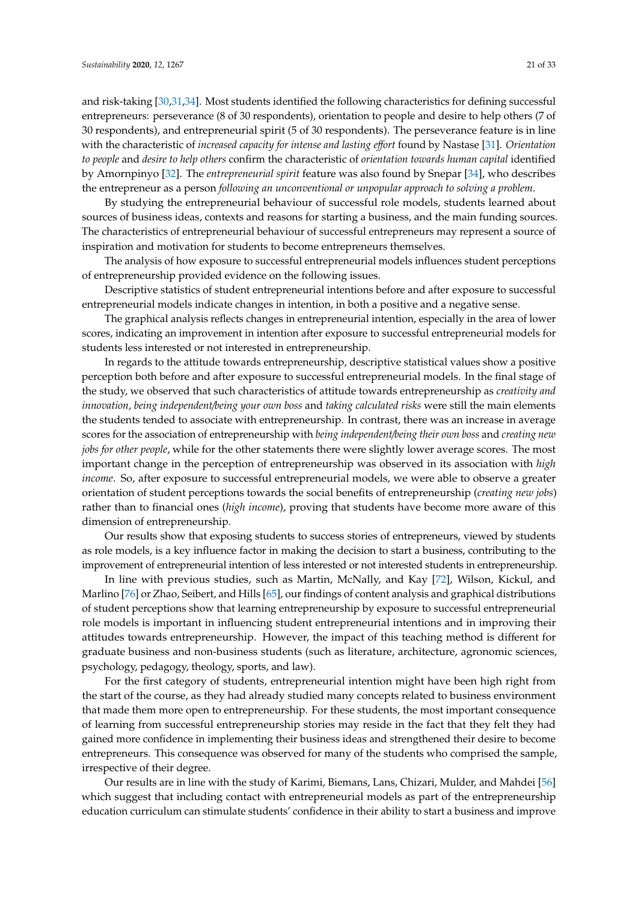and risk-taking [30,31,34]. Most students identified the following characteristics for defining successful entrepreneurs: perseverance (8 of 30 respondents), orientation to people and desire to help others (7 of 30 respondents), and entrepreneurial spirit (5 of 30 respondents). The perseverance feature is in line with the characteristic of *increased capacity for intense and lasting effort* found by Nastase [31]. *Orientation to people* and *desire to help others* confirm the characteristic of *orientation towards human capital* identified by Amornpinyo [32]. The *entrepreneurial spirit* feature was also found by Snepar [34], who describes the entrepreneur as a person *following an unconventional or unpopular approach to solving a problem*.

By studying the entrepreneurial behaviour of successful role models, students learned about sources of business ideas, contexts and reasons for starting a business, and the main funding sources. The characteristics of entrepreneurial behaviour of successful entrepreneurs may represent a source of inspiration and motivation for students to become entrepreneurs themselves.

The analysis of how exposure to successful entrepreneurial models influences student perceptions of entrepreneurship provided evidence on the following issues.

Descriptive statistics of student entrepreneurial intentions before and after exposure to successful entrepreneurial models indicate changes in intention, in both a positive and a negative sense.

The graphical analysis reflects changes in entrepreneurial intention, especially in the area of lower scores, indicating an improvement in intention after exposure to successful entrepreneurial models for students less interested or not interested in entrepreneurship.

In regards to the attitude towards entrepreneurship, descriptive statistical values show a positive perception both before and after exposure to successful entrepreneurial models. In the final stage of the study, we observed that such characteristics of attitude towards entrepreneurship as *creativity and innovation*, *being independent/being your own boss* and *taking calculated risks* were still the main elements the students tended to associate with entrepreneurship. In contrast, there was an increase in average scores for the association of entrepreneurship with *being independent/being their own boss* and *creating new jobs for other people*, while for the other statements there were slightly lower average scores. The most important change in the perception of entrepreneurship was observed in its association with *high income*. So, after exposure to successful entrepreneurial models, we were able to observe a greater orientation of student perceptions towards the social benefits of entrepreneurship (*creating new jobs*) rather than to financial ones (*high income*), proving that students have become more aware of this dimension of entrepreneurship.

Our results show that exposing students to success stories of entrepreneurs, viewed by students as role models, is a key influence factor in making the decision to start a business, contributing to the improvement of entrepreneurial intention of less interested or not interested students in entrepreneurship.

In line with previous studies, such as Martin, McNally, and Kay [72], Wilson, Kickul, and Marlino [76] or Zhao, Seibert, and Hills [65], our findings of content analysis and graphical distributions of student perceptions show that learning entrepreneurship by exposure to successful entrepreneurial role models is important in influencing student entrepreneurial intentions and in improving their attitudes towards entrepreneurship. However, the impact of this teaching method is different for graduate business and non-business students (such as literature, architecture, agronomic sciences, psychology, pedagogy, theology, sports, and law).

For the first category of students, entrepreneurial intention might have been high right from the start of the course, as they had already studied many concepts related to business environment that made them more open to entrepreneurship. For these students, the most important consequence of learning from successful entrepreneurship stories may reside in the fact that they felt they had gained more confidence in implementing their business ideas and strengthened their desire to become entrepreneurs. This consequence was observed for many of the students who comprised the sample, irrespective of their degree.

Our results are in line with the study of Karimi, Biemans, Lans, Chizari, Mulder, and Mahdei [56] which suggest that including contact with entrepreneurial models as part of the entrepreneurship education curriculum can stimulate students' confidence in their ability to start a business and improve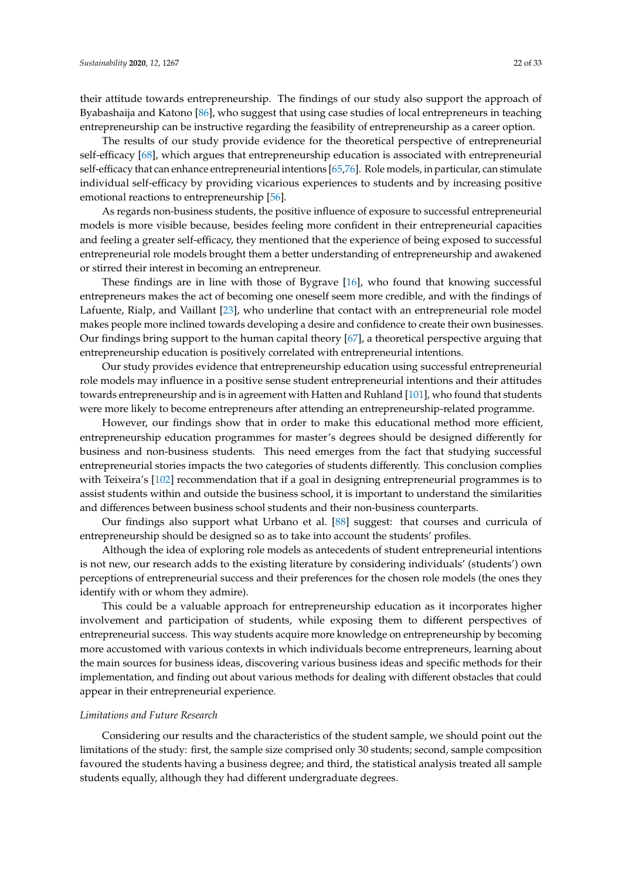their attitude towards entrepreneurship. The findings of our study also support the approach of Byabashaija and Katono [86], who suggest that using case studies of local entrepreneurs in teaching entrepreneurship can be instructive regarding the feasibility of entrepreneurship as a career option.

The results of our study provide evidence for the theoretical perspective of entrepreneurial self-efficacy [68], which argues that entrepreneurship education is associated with entrepreneurial self-efficacy that can enhance entrepreneurial intentions [65,76]. Role models, in particular, can stimulate individual self-efficacy by providing vicarious experiences to students and by increasing positive emotional reactions to entrepreneurship [56].

As regards non-business students, the positive influence of exposure to successful entrepreneurial models is more visible because, besides feeling more confident in their entrepreneurial capacities and feeling a greater self-efficacy, they mentioned that the experience of being exposed to successful entrepreneurial role models brought them a better understanding of entrepreneurship and awakened or stirred their interest in becoming an entrepreneur.

These findings are in line with those of Bygrave [16], who found that knowing successful entrepreneurs makes the act of becoming one oneself seem more credible, and with the findings of Lafuente, Rialp, and Vaillant [23], who underline that contact with an entrepreneurial role model makes people more inclined towards developing a desire and confidence to create their own businesses. Our findings bring support to the human capital theory [67], a theoretical perspective arguing that entrepreneurship education is positively correlated with entrepreneurial intentions.

Our study provides evidence that entrepreneurship education using successful entrepreneurial role models may influence in a positive sense student entrepreneurial intentions and their attitudes towards entrepreneurship and is in agreement with Hatten and Ruhland [101], who found that students were more likely to become entrepreneurs after attending an entrepreneurship-related programme.

However, our findings show that in order to make this educational method more efficient, entrepreneurship education programmes for master's degrees should be designed differently for business and non-business students. This need emerges from the fact that studying successful entrepreneurial stories impacts the two categories of students differently. This conclusion complies with Teixeira's [102] recommendation that if a goal in designing entrepreneurial programmes is to assist students within and outside the business school, it is important to understand the similarities and differences between business school students and their non-business counterparts.

Our findings also support what Urbano et al. [88] suggest: that courses and curricula of entrepreneurship should be designed so as to take into account the students' profiles.

Although the idea of exploring role models as antecedents of student entrepreneurial intentions is not new, our research adds to the existing literature by considering individuals' (students') own perceptions of entrepreneurial success and their preferences for the chosen role models (the ones they identify with or whom they admire).

This could be a valuable approach for entrepreneurship education as it incorporates higher involvement and participation of students, while exposing them to different perspectives of entrepreneurial success. This way students acquire more knowledge on entrepreneurship by becoming more accustomed with various contexts in which individuals become entrepreneurs, learning about the main sources for business ideas, discovering various business ideas and specific methods for their implementation, and finding out about various methods for dealing with different obstacles that could appear in their entrepreneurial experience.

*Limitations and Future Research*

Considering our results and the characteristics of the student sample, we should point out the limitations of the study: first, the sample size comprised only 30 students; second, sample composition favoured the students having a business degree; and third, the statistical analysis treated all sample students equally, although they had different undergraduate degrees.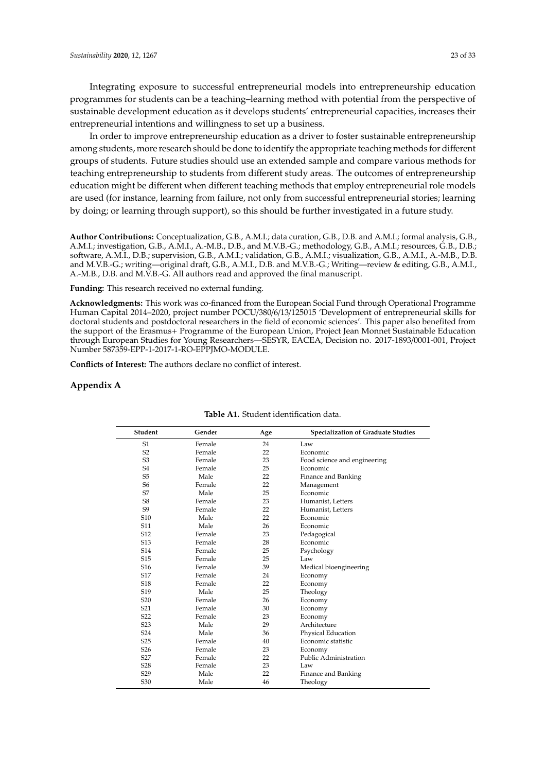Integrating exposure to successful entrepreneurial models into entrepreneurship education programmes for students can be a teaching–learning method with potential from the perspective of sustainable development education as it develops students' entrepreneurial capacities, increases their entrepreneurial intentions and willingness to set up a business.

In order to improve entrepreneurship education as a driver to foster sustainable entrepreneurship among students, more research should be done to identify the appropriate teaching methods for different groups of students. Future studies should use an extended sample and compare various methods for teaching entrepreneurship to students from different study areas. The outcomes of entrepreneurship education might be different when different teaching methods that employ entrepreneurial role models are used (for instance, learning from failure, not only from successful entrepreneurial stories; learning by doing; or learning through support), so this should be further investigated in a future study.

**Author Contributions:** Conceptualization, G.B., A.M.I.; data curation, G.B., D.B. and A.M.I.; formal analysis, G.B., A.M.I.; investigation, G.B., A.M.I., A.-M.B., D.B., and M.V.B.-G.; methodology, G.B., A.M.I.; resources, G.B., D.B.; software, A.M.I., D.B.; supervision, G.B., A.M.I.; validation, G.B., A.M.I.; visualization, G.B., A.M.I., A.-M.B., D.B. and M.V.B.-G.; writing—original draft, G.B., A.M.I., D.B. and M.V.B.-G.; Writing—review & editing, G.B., A.M.I., A.-M.B., D.B. and M.V.B.-G. All authors read and approved the final manuscript.

**Funding:** This research received no external funding.

**Acknowledgments:** This work was co-financed from the European Social Fund through Operational Programme Human Capital 2014–2020, project number POCU/380/6/13/125015 'Development of entrepreneurial skills for doctoral students and postdoctoral researchers in the field of economic sciences'. This paper also benefited from the support of the Erasmus+ Programme of the European Union, Project Jean Monnet Sustainable Education through European Studies for Young Researchers—SESYR, EACEA, Decision no. 2017-1893/0001-001, Project Number 587359-EPP-1-2017-1-RO-EPPJMO-MODULE.

**Conflicts of Interest:** The authors declare no conflict of interest.

## Appendix A

**Table A1.** Student identification data.

| Student | Gender | Age | Specialization of Graduate Studies |
|---|---|---|---|
| S1 | Female | 24 | Law |
| S2 | Female | 22 | Economic |
| S3 | Female | 23 | Food science and engineering |
| S4 | Female | 25 | Economic |
| S5 | Male | 22 | Finance and Banking |
| S6 | Female | 22 | Management |
| S7 | Male | 25 | Economic |
| S8 | Female | 23 | Humanist, Letters |
| S9 | Female | 22 | Humanist, Letters |
| S10 | Male | 22 | Economic |
| S11 | Male | 26 | Economic |
| S12 | Female | 23 | Pedagogical |
| S13 | Female | 28 | Economic |
| S14 | Female | 25 | Psychology |
| S15 | Female | 25 | Law |
| S16 | Female | 39 | Medical bioengineering |
| S17 | Female | 24 | Economy |
| S18 | Female | 22 | Economy |
| S19 | Male | 25 | Theology |
| S20 | Female | 26 | Economy |
| S21 | Female | 30 | Economy |
| S22 | Female | 23 | Economy |
| S23 | Male | 29 | Architecture |
| S24 | Male | 36 | Physical Education |
| S25 | Female | 40 | Economic statistic |
| S26 | Female | 23 | Economy |
| S27 | Female | 22 | Public Administration |
| S28 | Female | 23 | Law |
| S29 | Male | 22 | Finance and Banking |
| S30 | Male | 46 | Theology |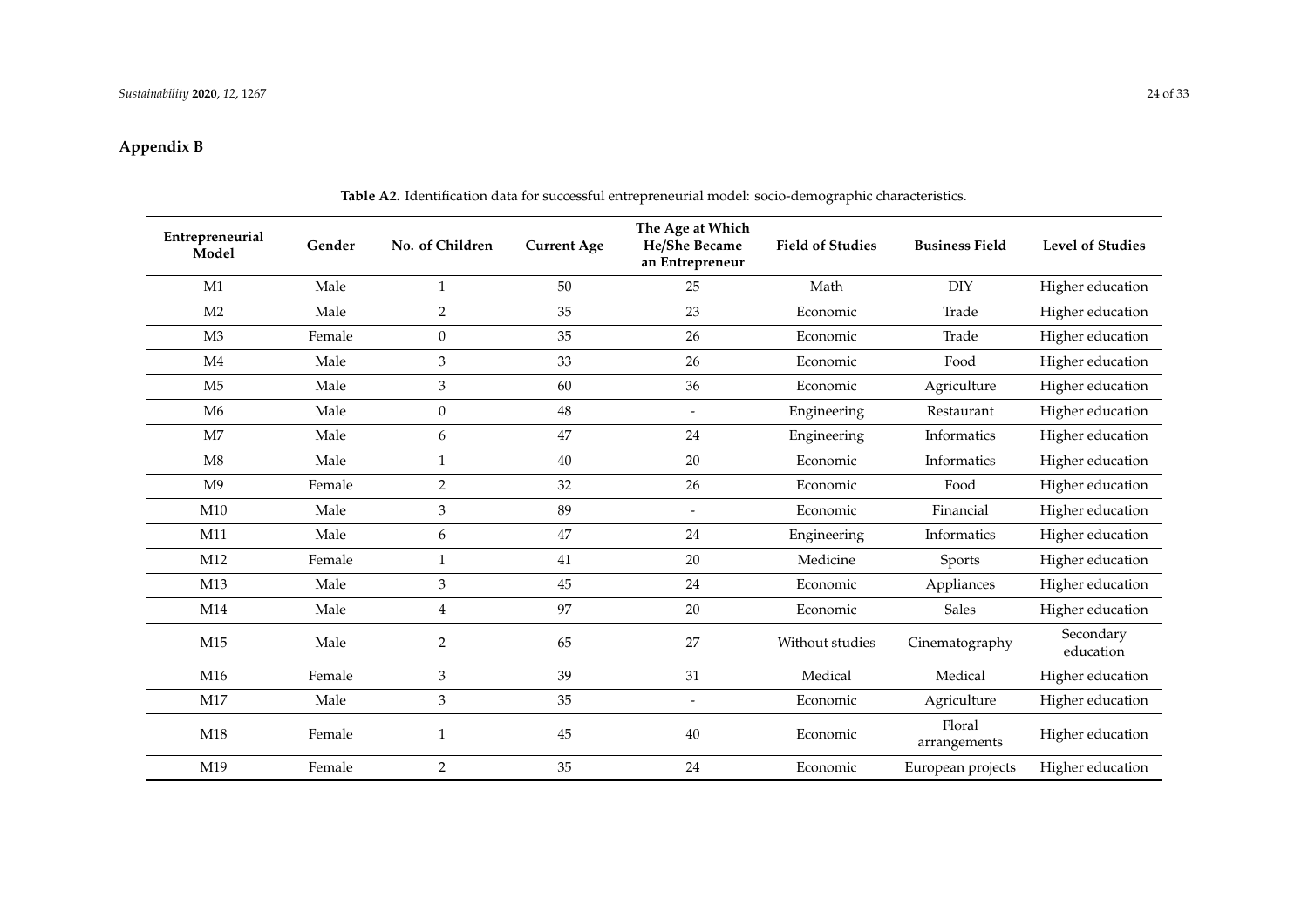## Appendix B

**Table A2.** Identification data for successful entrepreneurial model: socio-demographic characteristics.

| Entrepreneurial Model | Gender | No. of Children | Current Age | The Age at Which He/She Became an Entrepreneur | Field of Studies | Business Field | Level of Studies |
|---|---|---|---|---|---|---|---|
| M1 | Male | 1 | 50 | 25 | Math | DIY | Higher education |
| M2 | Male | 2 | 35 | 23 | Economic | Trade | Higher education |
| M3 | Female | 0 | 35 | 26 | Economic | Trade | Higher education |
| M4 | Male | 3 | 33 | 26 | Economic | Food | Higher education |
| M5 | Male | 3 | 60 | 36 | Economic | Agriculture | Higher education |
| M6 | Male | 0 | 48 | - | Engineering | Restaurant | Higher education |
| M7 | Male | 6 | 47 | 24 | Engineering | Informatics | Higher education |
| M8 | Male | 1 | 40 | 20 | Economic | Informatics | Higher education |
| M9 | Female | 2 | 32 | 26 | Economic | Food | Higher education |
| M10 | Male | 3 | 89 | - | Economic | Financial | Higher education |
| M11 | Male | 6 | 47 | 24 | Engineering | Informatics | Higher education |
| M12 | Female | 1 | 41 | 20 | Medicine | Sports | Higher education |
| M13 | Male | 3 | 45 | 24 | Economic | Appliances | Higher education |
| M14 | Male | 4 | 97 | 20 | Economic | Sales | Higher education |
| M15 | Male | 2 | 65 | 27 | Without studies | Cinematography | Secondary education |
| M16 | Female | 3 | 39 | 31 | Medical | Medical | Higher education |
| M17 | Male | 3 | 35 | - | Economic | Agriculture | Higher education |
| M18 | Female | 1 | 45 | 40 | Economic | Floral arrangements | Higher education |
| M19 | Female | 2 | 35 | 24 | Economic | European projects | Higher education |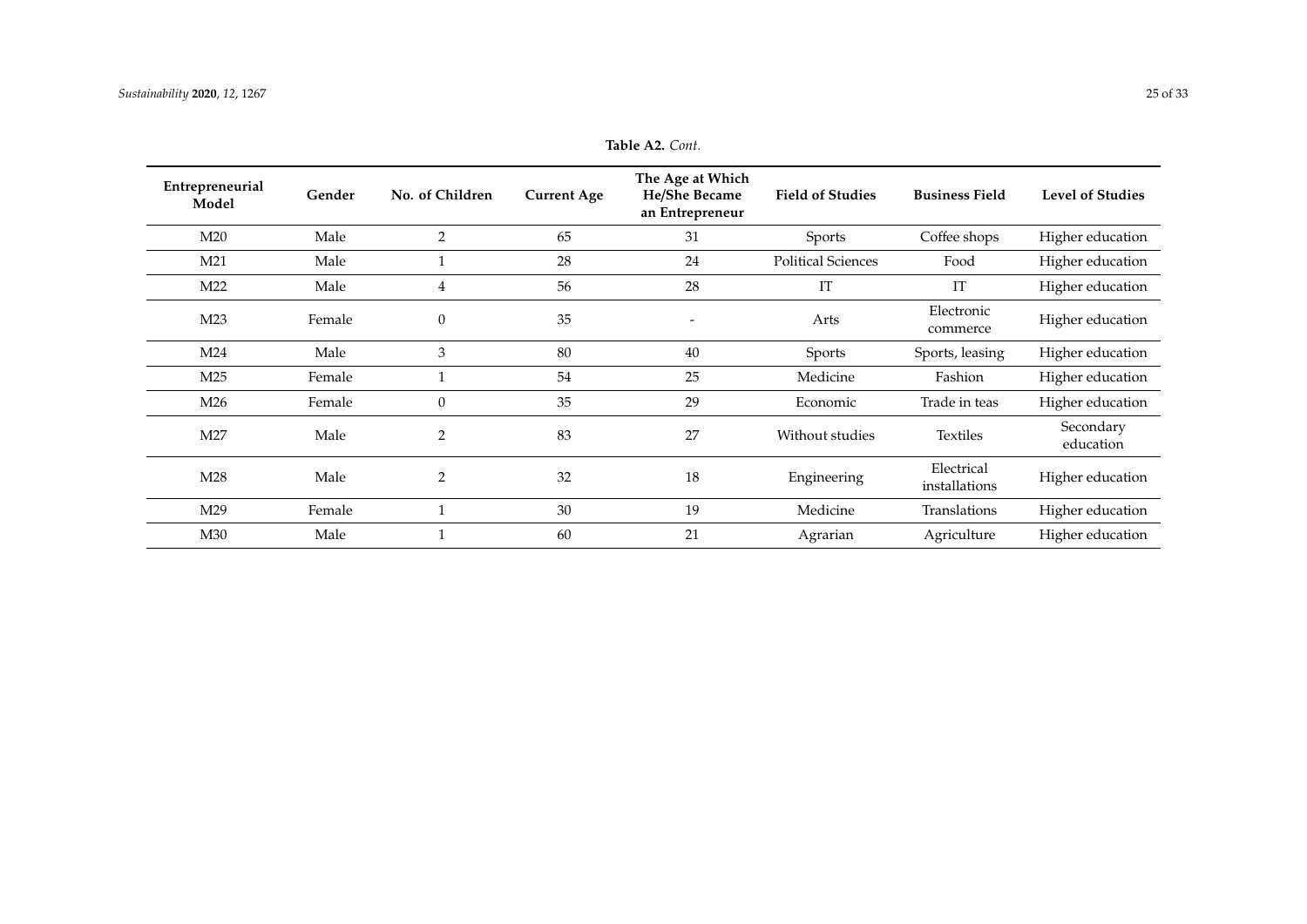**Table A2.** *Cont.*

| Entrepreneurial Model | Gender | No. of Children | Current Age | The Age at Which He/She Became an Entrepreneur | Field of Studies | Business Field | Level of Studies |
|---|---|---|---|---|---|---|---|
| M20 | Male | 2 | 65 | 31 | Sports | Coffee shops | Higher education |
| M21 | Male | 1 | 28 | 24 | Political Sciences | Food | Higher education |
| M22 | Male | 4 | 56 | 28 | IT | IT | Higher education |
| M23 | Female | 0 | 35 | - | Arts | Electronic commerce | Higher education |
| M24 | Male | 3 | 80 | 40 | Sports | Sports, leasing | Higher education |
| M25 | Female | 1 | 54 | 25 | Medicine | Fashion | Higher education |
| M26 | Female | 0 | 35 | 29 | Economic | Trade in teas | Higher education |
| M27 | Male | 2 | 83 | 27 | Without studies | Textiles | Secondary education |
| M28 | Male | 2 | 32 | 18 | Engineering | Electrical installations | Higher education |
| M29 | Female | 1 | 30 | 19 | Medicine | Translations | Higher education |
| M30 | Male | 1 | 60 | 21 | Agrarian | Agriculture | Higher education |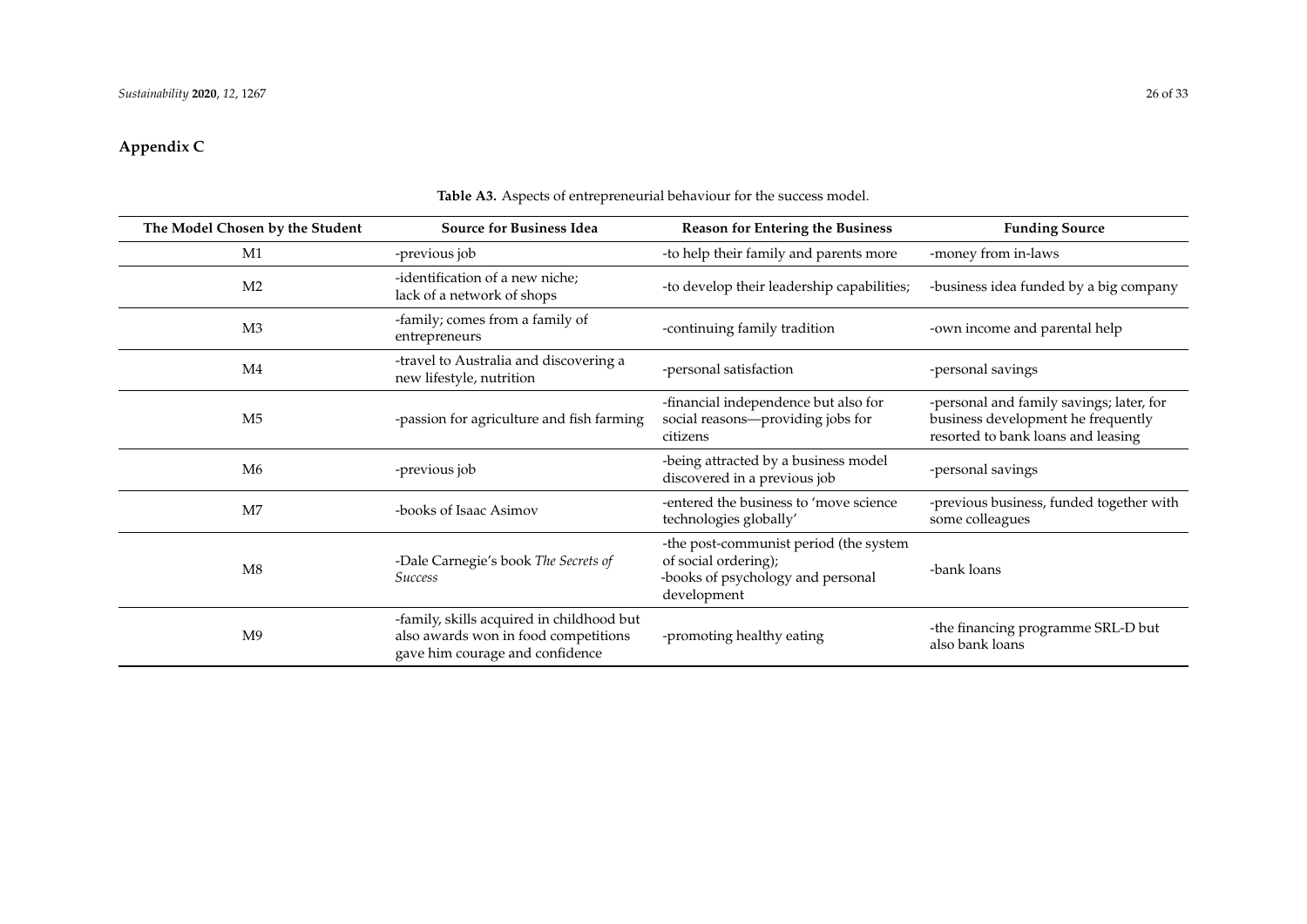## Appendix C

**Table A3.** Aspects of entrepreneurial behaviour for the success model.

| The Model Chosen by the Student | Source for Business Idea | Reason for Entering the Business | Funding Source |
|---|---|---|---|
| M1 | -previous job | -to help their family and parents more | -money from in-laws |
| M2 | -identification of a new niche; lack of a network of shops | -to develop their leadership capabilities; | -business idea funded by a big company |
| M3 | -family; comes from a family of entrepreneurs | -continuing family tradition | -own income and parental help |
| M4 | -travel to Australia and discovering a new lifestyle, nutrition | -personal satisfaction | -personal savings |
| M5 | -passion for agriculture and fish farming | -financial independence but also for social reasons—providing jobs for citizens | -personal and family savings; later, for business development he frequently resorted to bank loans and leasing |
| M6 | -previous job | -being attracted by a business model discovered in a previous job | -personal savings |
| M7 | -books of Isaac Asimov | -entered the business to 'move science technologies globally' | -previous business, funded together with some colleagues |
| M8 | -Dale Carnegie's book *The Secrets of Success* | -the post-communist period (the system of social ordering); -books of psychology and personal development | -bank loans |
| M9 | -family, skills acquired in childhood but also awards won in food competitions gave him courage and confidence | -promoting healthy eating | -the financing programme SRL-D but also bank loans |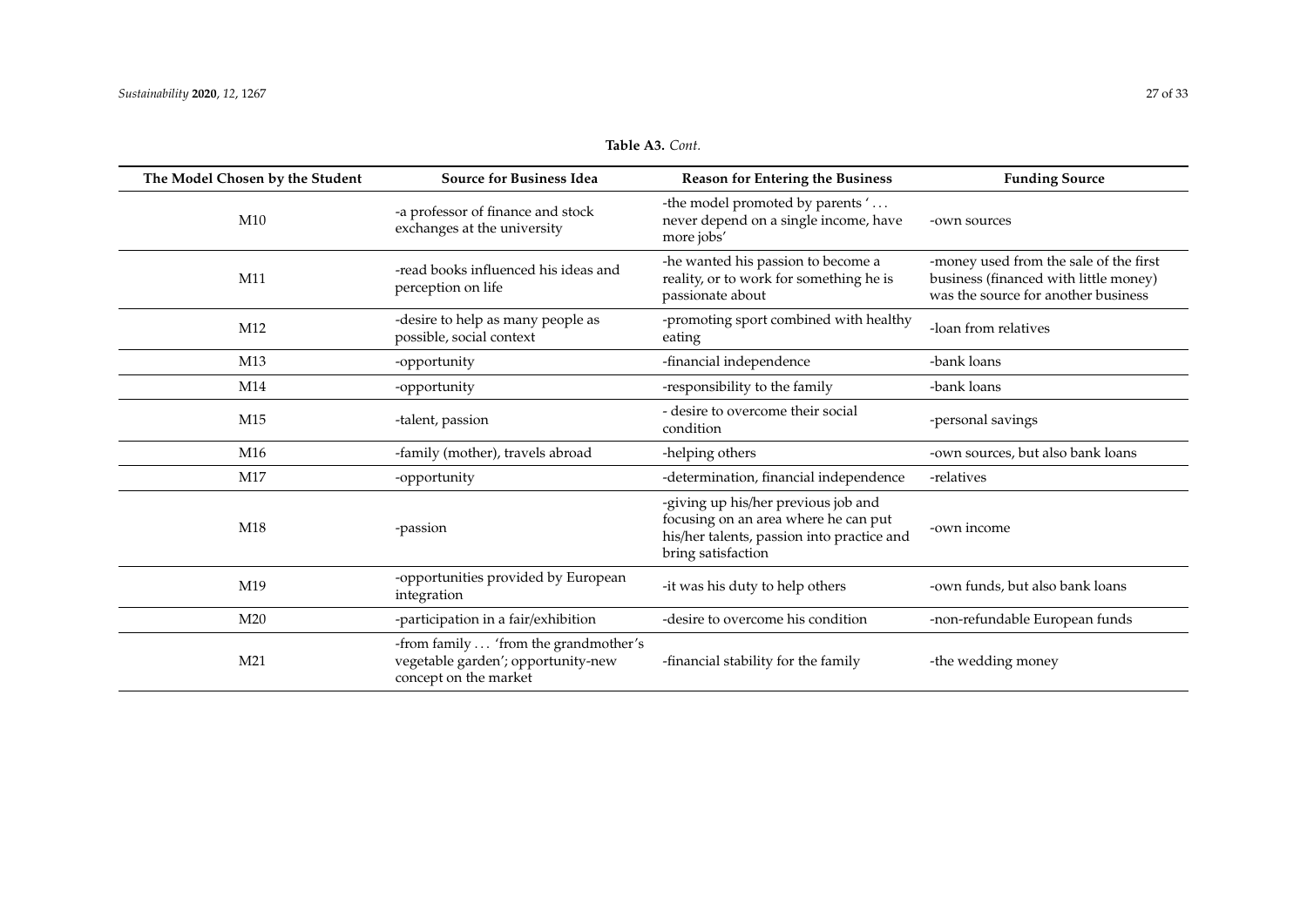**Table A3.** *Cont.*

| The Model Chosen by the Student | Source for Business Idea | Reason for Entering the Business | Funding Source |
|---|---|---|---|
| M10 | -a professor of finance and stock exchanges at the university | -the model promoted by parents '... never depend on a single income, have more jobs' | -own sources |
| M11 | -read books influenced his ideas and perception on life | -he wanted his passion to become a reality, or to work for something he is passionate about | -money used from the sale of the first business (financed with little money) was the source for another business |
| M12 | -desire to help as many people as possible, social context | -promoting sport combined with healthy eating | -loan from relatives |
| M13 | -opportunity | -financial independence | -bank loans |
| M14 | -opportunity | -responsibility to the family | -bank loans |
| M15 | -talent, passion | - desire to overcome their social condition | -personal savings |
| M16 | -family (mother), travels abroad | -helping others | -own sources, but also bank loans |
| M17 | -opportunity | -determination, financial independence | -relatives |
| M18 | -passion | -giving up his/her previous job and focusing on an area where he can put his/her talents, passion into practice and bring satisfaction | -own income |
| M19 | -opportunities provided by European integration | -it was his duty to help others | -own funds, but also bank loans |
| M20 | -participation in a fair/exhibition | -desire to overcome his condition | -non-refundable European funds |
| M21 | -from family ... 'from the grandmother's vegetable garden'; opportunity-new concept on the market | -financial stability for the family | -the wedding money |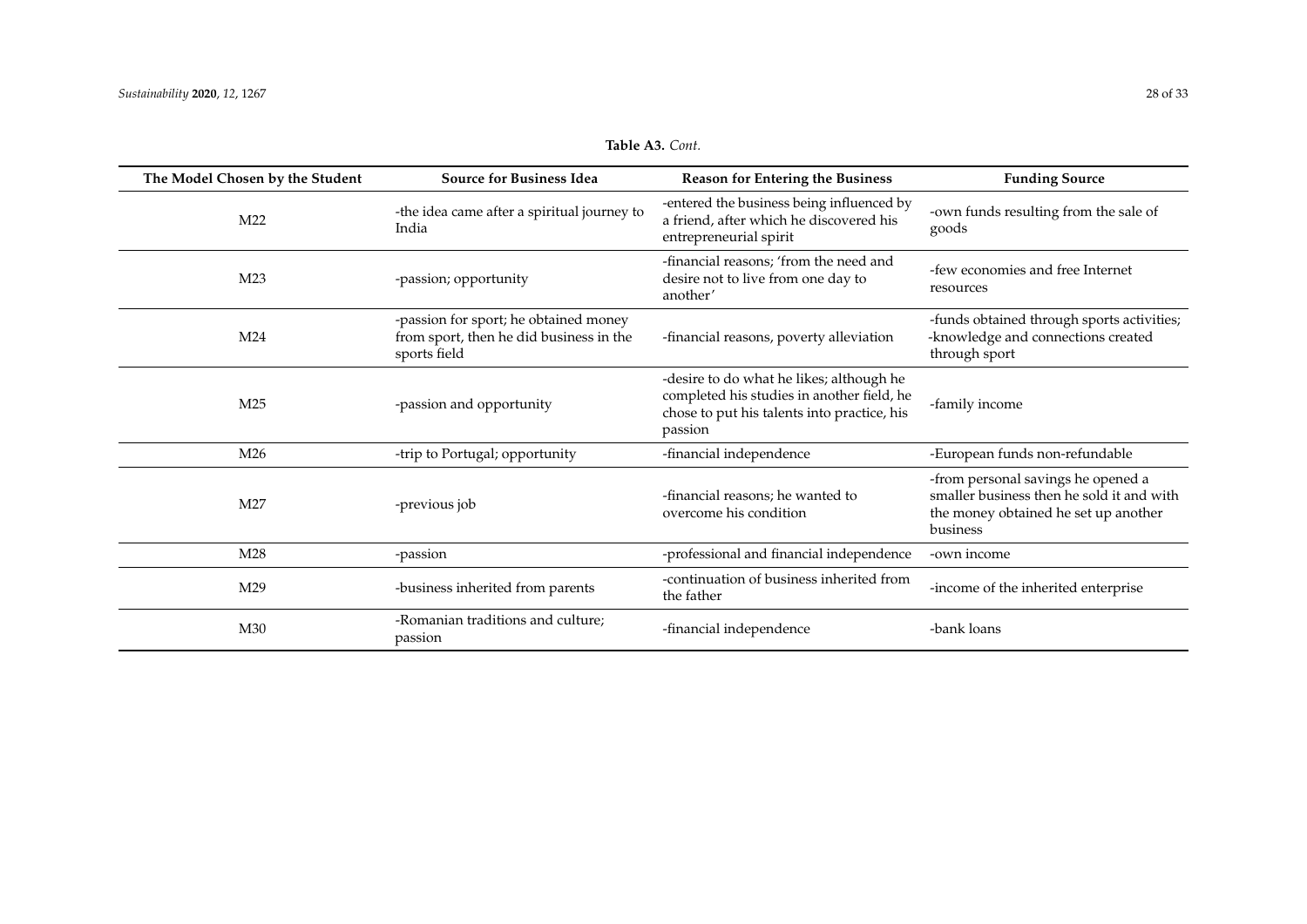**Table A3.** *Cont.*

| The Model Chosen by the Student | Source for Business Idea | Reason for Entering the Business | Funding Source |
|---|---|---|---|
| M22 | -the idea came after a spiritual journey to India | -entered the business being influenced by a friend, after which he discovered his entrepreneurial spirit | -own funds resulting from the sale of goods |
| M23 | -passion; opportunity | -financial reasons; 'from the need and desire not to live from one day to another' | -few economies and free Internet resources |
| M24 | -passion for sport; he obtained money from sport, then he did business in the sports field | -financial reasons, poverty alleviation | -funds obtained through sports activities; -knowledge and connections created through sport |
| M25 | -passion and opportunity | -desire to do what he likes; although he completed his studies in another field, he chose to put his talents into practice, his passion | -family income |
| M26 | -trip to Portugal; opportunity | -financial independence | -European funds non-refundable |
| M27 | -previous job | -financial reasons; he wanted to overcome his condition | -from personal savings he opened a smaller business then he sold it and with the money obtained he set up another business |
| M28 | -passion | -professional and financial independence | -own income |
| M29 | -business inherited from parents | -continuation of business inherited from the father | -income of the inherited enterprise |
| M30 | -Romanian traditions and culture; passion | -financial independence | -bank loans |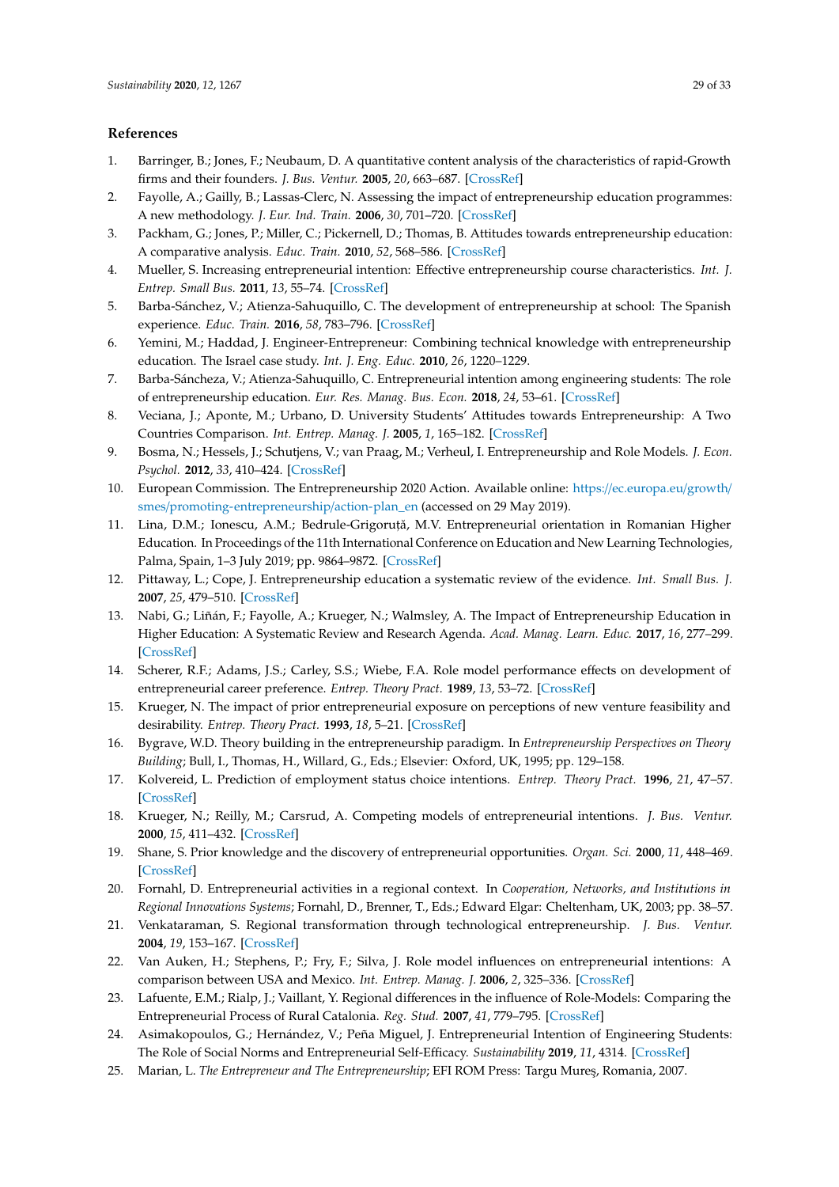## References

1. Barringer, B.; Jones, F.; Neubaum, D. A quantitative content analysis of the characteristics of rapid-Growth firms and their founders. *J. Bus. Ventur.* **2005**, *20*, 663–687. [CrossRef]
2. Fayolle, A.; Gailly, B.; Lassas-Clerc, N. Assessing the impact of entrepreneurship education programmes: A new methodology. *J. Eur. Ind. Train.* **2006**, *30*, 701–720. [CrossRef]
3. Packham, G.; Jones, P.; Miller, C.; Pickernell, D.; Thomas, B. Attitudes towards entrepreneurship education: A comparative analysis. *Educ. Train.* **2010**, *52*, 568–586. [CrossRef]
4. Mueller, S. Increasing entrepreneurial intention: Effective entrepreneurship course characteristics. *Int. J. Entrep. Small Bus.* **2011**, *13*, 55–74. [CrossRef]
5. Barba-Sánchez, V.; Atienza-Sahuquillo, C. The development of entrepreneurship at school: The Spanish experience. *Educ. Train.* **2016**, *58*, 783–796. [CrossRef]
6. Yemini, M.; Haddad, J. Engineer-Entrepreneur: Combining technical knowledge with entrepreneurship education. The Israel case study. *Int. J. Eng. Educ.* **2010**, *26*, 1220–1229.
7. Barba-Sáncheza, V.; Atienza-Sahuquillo, C. Entrepreneurial intention among engineering students: The role of entrepreneurship education. *Eur. Res. Manag. Bus. Econ.* **2018**, *24*, 53–61. [CrossRef]
8. Veciana, J.; Aponte, M.; Urbano, D. University Students' Attitudes towards Entrepreneurship: A Two Countries Comparison. *Int. Entrep. Manag. J.* **2005**, *1*, 165–182. [CrossRef]
9. Bosma, N.; Hessels, J.; Schutjens, V.; van Praag, M.; Verheul, I. Entrepreneurship and Role Models. *J. Econ. Psychol.* **2012**, *33*, 410–424. [CrossRef]
10. European Commission. The Entrepreneurship 2020 Action. Available online: https://ec.europa.eu/growth/smes/promoting-entrepreneurship/action-plan_en (accessed on 29 May 2019).
11. Lina, D.M.; Ionescu, A.M.; Bedrule-Grigoruță, M.V. Entrepreneurial orientation in Romanian Higher Education. In Proceedings of the 11th International Conference on Education and New Learning Technologies, Palma, Spain, 1–3 July 2019; pp. 9864–9872. [CrossRef]
12. Pittaway, L.; Cope, J. Entrepreneurship education a systematic review of the evidence. *Int. Small Bus. J.* **2007**, *25*, 479–510. [CrossRef]
13. Nabi, G.; Liñán, F.; Fayolle, A.; Krueger, N.; Walmsley, A. The Impact of Entrepreneurship Education in Higher Education: A Systematic Review and Research Agenda. *Acad. Manag. Learn. Educ.* **2017**, *16*, 277–299. [CrossRef]
14. Scherer, R.F.; Adams, J.S.; Carley, S.S.; Wiebe, F.A. Role model performance effects on development of entrepreneurial career preference. *Entrep. Theory Pract.* **1989**, *13*, 53–72. [CrossRef]
15. Krueger, N. The impact of prior entrepreneurial exposure on perceptions of new venture feasibility and desirability. *Entrep. Theory Pract.* **1993**, *18*, 5–21. [CrossRef]
16. Bygrave, W.D. Theory building in the entrepreneurship paradigm. In *Entrepreneurship Perspectives on Theory Building*; Bull, I., Thomas, H., Willard, G., Eds.; Elsevier: Oxford, UK, 1995; pp. 129–158.
17. Kolvereid, L. Prediction of employment status choice intentions. *Entrep. Theory Pract.* **1996**, *21*, 47–57. [CrossRef]
18. Krueger, N.; Reilly, M.; Carsrud, A. Competing models of entrepreneurial intentions. *J. Bus. Ventur.* **2000**, *15*, 411–432. [CrossRef]
19. Shane, S. Prior knowledge and the discovery of entrepreneurial opportunities. *Organ. Sci.* **2000**, *11*, 448–469. [CrossRef]
20. Fornahl, D. Entrepreneurial activities in a regional context. In *Cooperation, Networks, and Institutions in Regional Innovations Systems*; Fornahl, D., Brenner, T., Eds.; Edward Elgar: Cheltenham, UK, 2003; pp. 38–57.
21. Venkataraman, S. Regional transformation through technological entrepreneurship. *J. Bus. Ventur.* **2004**, *19*, 153–167. [CrossRef]
22. Van Auken, H.; Stephens, P.; Fry, F.; Silva, J. Role model influences on entrepreneurial intentions: A comparison between USA and Mexico. *Int. Entrep. Manag. J.* **2006**, *2*, 325–336. [CrossRef]
23. Lafuente, E.M.; Rialp, J.; Vaillant, Y. Regional differences in the influence of Role-Models: Comparing the Entrepreneurial Process of Rural Catalonia. *Reg. Stud.* **2007**, *41*, 779–795. [CrossRef]
24. Asimakopoulos, G.; Hernández, V.; Peña Miguel, J. Entrepreneurial Intention of Engineering Students: The Role of Social Norms and Entrepreneurial Self-Efficacy. *Sustainability* **2019**, *11*, 4314. [CrossRef]
25. Marian, L. *The Entrepreneur and The Entrepreneurship*; EFI ROM Press: Targu Mureş, Romania, 2007.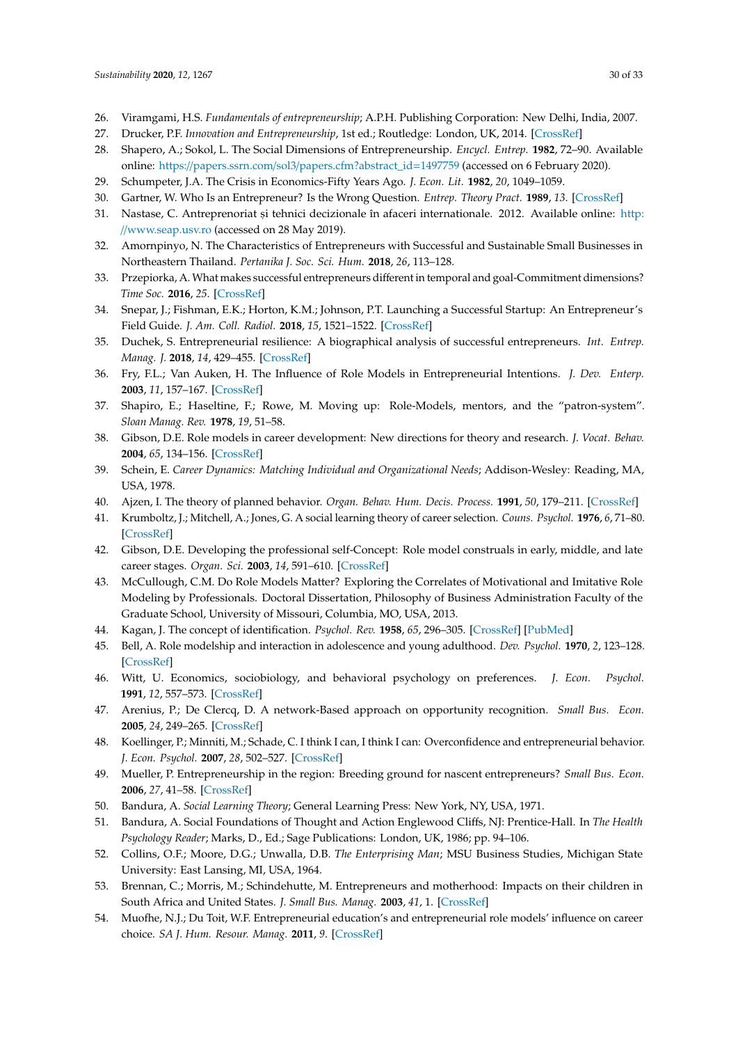26. Viramgami, H.S. *Fundamentals of entrepreneurship*; A.P.H. Publishing Corporation: New Delhi, India, 2007.
27. Drucker, P.F. *Innovation and Entrepreneurship*, 1st ed.; Routledge: London, UK, 2014. [CrossRef]
28. Shapero, A.; Sokol, L. The Social Dimensions of Entrepreneurship. *Encycl. Entrep.* **1982**, 72–90. Available online: https://papers.ssrn.com/sol3/papers.cfm?abstract_id=1497759 (accessed on 6 February 2020).
29. Schumpeter, J.A. The Crisis in Economics-Fifty Years Ago. *J. Econ. Lit.* **1982**, *20*, 1049–1059.
30. Gartner, W. Who Is an Entrepreneur? Is the Wrong Question. *Entrep. Theory Pract.* **1989**, *13*. [CrossRef]
31. Nastase, C. Antreprenoriat și tehnici decizionale în afaceri internationale. 2012. Available online: http://www.seap.usv.ro (accessed on 28 May 2019).
32. Amornpinyo, N. The Characteristics of Entrepreneurs with Successful and Sustainable Small Businesses in Northeastern Thailand. *Pertanika J. Soc. Sci. Hum.* **2018**, *26*, 113–128.
33. Przepiorka, A. What makes successful entrepreneurs different in temporal and goal-Commitment dimensions? *Time Soc.* **2016**, *25*. [CrossRef]
34. Snepar, J.; Fishman, E.K.; Horton, K.M.; Johnson, P.T. Launching a Successful Startup: An Entrepreneur's Field Guide. *J. Am. Coll. Radiol.* **2018**, *15*, 1521–1522. [CrossRef]
35. Duchek, S. Entrepreneurial resilience: A biographical analysis of successful entrepreneurs. *Int. Entrep. Manag. J.* **2018**, *14*, 429–455. [CrossRef]
36. Fry, F.L.; Van Auken, H. The Influence of Role Models in Entrepreneurial Intentions. *J. Dev. Enterp.* **2003**, *11*, 157–167. [CrossRef]
37. Shapiro, E.; Haseltine, F.; Rowe, M. Moving up: Role-Models, mentors, and the "patron-system". *Sloan Manag. Rev.* **1978**, *19*, 51–58.
38. Gibson, D.E. Role models in career development: New directions for theory and research. *J. Vocat. Behav.* **2004**, *65*, 134–156. [CrossRef]
39. Schein, E. *Career Dynamics: Matching Individual and Organizational Needs*; Addison-Wesley: Reading, MA, USA, 1978.
40. Ajzen, I. The theory of planned behavior. *Organ. Behav. Hum. Decis. Process.* **1991**, *50*, 179–211. [CrossRef]
41. Krumboltz, J.; Mitchell, A.; Jones, G. A social learning theory of career selection. *Couns. Psychol.* **1976**, *6*, 71–80. [CrossRef]
42. Gibson, D.E. Developing the professional self-Concept: Role model construals in early, middle, and late career stages. *Organ. Sci.* **2003**, *14*, 591–610. [CrossRef]
43. McCullough, C.M. Do Role Models Matter? Exploring the Correlates of Motivational and Imitative Role Modeling by Professionals. Doctoral Dissertation, Philosophy of Business Administration Faculty of the Graduate School, University of Missouri, Columbia, MO, USA, 2013.
44. Kagan, J. The concept of identification. *Psychol. Rev.* **1958**, *65*, 296–305. [CrossRef] [PubMed]
45. Bell, A. Role modelship and interaction in adolescence and young adulthood. *Dev. Psychol.* **1970**, *2*, 123–128. [CrossRef]
46. Witt, U. Economics, sociobiology, and behavioral psychology on preferences. *J. Econ. Psychol.* **1991**, *12*, 557–573. [CrossRef]
47. Arenius, P.; De Clercq, D. A network-Based approach on opportunity recognition. *Small Bus. Econ.* **2005**, *24*, 249–265. [CrossRef]
48. Koellinger, P.; Minniti, M.; Schade, C. I think I can, I think I can: Overconfidence and entrepreneurial behavior. *J. Econ. Psychol.* **2007**, *28*, 502–527. [CrossRef]
49. Mueller, P. Entrepreneurship in the region: Breeding ground for nascent entrepreneurs? *Small Bus. Econ.* **2006**, *27*, 41–58. [CrossRef]
50. Bandura, A. *Social Learning Theory*; General Learning Press: New York, NY, USA, 1971.
51. Bandura, A. Social Foundations of Thought and Action Englewood Cliffs, NJ: Prentice-Hall. In *The Health Psychology Reader*; Marks, D., Ed.; Sage Publications: London, UK, 1986; pp. 94–106.
52. Collins, O.F.; Moore, D.G.; Unwalla, D.B. *The Enterprising Man*; MSU Business Studies, Michigan State University: East Lansing, MI, USA, 1964.
53. Brennan, C.; Morris, M.; Schindehutte, M. Entrepreneurs and motherhood: Impacts on their children in South Africa and United States. *J. Small Bus. Manag.* **2003**, *41*, 1. [CrossRef]
54. Muofhe, N.J.; Du Toit, W.F. Entrepreneurial education's and entrepreneurial role models' influence on career choice. *SA J. Hum. Resour. Manag.* **2011**, *9*. [CrossRef]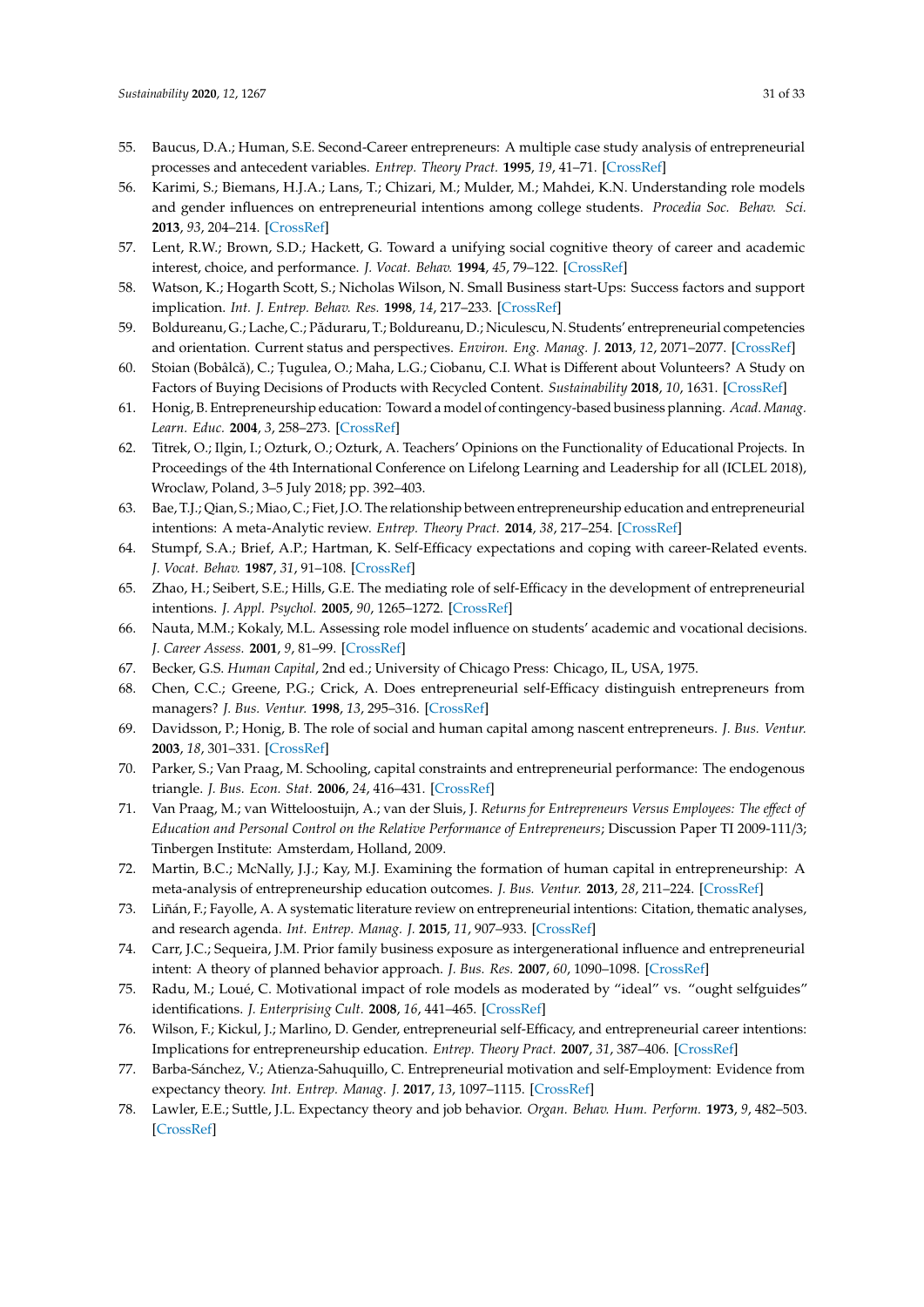55. Baucus, D.A.; Human, S.E. Second-Career entrepreneurs: A multiple case study analysis of entrepreneurial processes and antecedent variables. *Entrep. Theory Pract.* **1995**, *19*, 41–71. [CrossRef]
56. Karimi, S.; Biemans, H.J.A.; Lans, T.; Chizari, M.; Mulder, M.; Mahdei, K.N. Understanding role models and gender influences on entrepreneurial intentions among college students. *Procedia Soc. Behav. Sci.* **2013**, *93*, 204–214. [CrossRef]
57. Lent, R.W.; Brown, S.D.; Hackett, G. Toward a unifying social cognitive theory of career and academic interest, choice, and performance. *J. Vocat. Behav.* **1994**, *45*, 79–122. [CrossRef]
58. Watson, K.; Hogarth Scott, S.; Nicholas Wilson, N. Small Business start-Ups: Success factors and support implication. *Int. J. Entrep. Behav. Res.* **1998**, *14*, 217–233. [CrossRef]
59. Boldureanu, G.; Lache, C.; Păduraru, T.; Boldureanu, D.; Niculescu, N. Students' entrepreneurial competencies and orientation. Current status and perspectives. *Environ. Eng. Manag. J.* **2013**, *12*, 2071–2077. [CrossRef]
60. Stoian (Bobâlcă), C.; Țugulea, O.; Maha, L.G.; Ciobanu, C.I. What is Different about Volunteers? A Study on Factors of Buying Decisions of Products with Recycled Content. *Sustainability* **2018**, *10*, 1631. [CrossRef]
61. Honig, B. Entrepreneurship education: Toward a model of contingency-based business planning. *Acad. Manag. Learn. Educ.* **2004**, *3*, 258–273. [CrossRef]
62. Titrek, O.; Ilgin, I.; Ozturk, O.; Ozturk, A. Teachers' Opinions on the Functionality of Educational Projects. In Proceedings of the 4th International Conference on Lifelong Learning and Leadership for all (ICLEL 2018), Wroclaw, Poland, 3–5 July 2018; pp. 392–403.
63. Bae, T.J.; Qian, S.; Miao, C.; Fiet, J.O. The relationship between entrepreneurship education and entrepreneurial intentions: A meta-Analytic review. *Entrep. Theory Pract.* **2014**, *38*, 217–254. [CrossRef]
64. Stumpf, S.A.; Brief, A.P.; Hartman, K. Self-Efficacy expectations and coping with career-Related events. *J. Vocat. Behav.* **1987**, *31*, 91–108. [CrossRef]
65. Zhao, H.; Seibert, S.E.; Hills, G.E. The mediating role of self-Efficacy in the development of entrepreneurial intentions. *J. Appl. Psychol.* **2005**, *90*, 1265–1272. [CrossRef]
66. Nauta, M.M.; Kokaly, M.L. Assessing role model influence on students' academic and vocational decisions. *J. Career Assess.* **2001**, *9*, 81–99. [CrossRef]
67. Becker, G.S. *Human Capital*, 2nd ed.; University of Chicago Press: Chicago, IL, USA, 1975.
68. Chen, C.C.; Greene, P.G.; Crick, A. Does entrepreneurial self-Efficacy distinguish entrepreneurs from managers? *J. Bus. Ventur.* **1998**, *13*, 295–316. [CrossRef]
69. Davidsson, P.; Honig, B. The role of social and human capital among nascent entrepreneurs. *J. Bus. Ventur.* **2003**, *18*, 301–331. [CrossRef]
70. Parker, S.; Van Praag, M. Schooling, capital constraints and entrepreneurial performance: The endogenous triangle. *J. Bus. Econ. Stat.* **2006**, *24*, 416–431. [CrossRef]
71. Van Praag, M.; van Witteloostuijn, A.; van der Sluis, J. *Returns for Entrepreneurs Versus Employees: The effect of Education and Personal Control on the Relative Performance of Entrepreneurs*; Discussion Paper TI 2009-111/3; Tinbergen Institute: Amsterdam, Holland, 2009.
72. Martin, B.C.; McNally, J.J.; Kay, M.J. Examining the formation of human capital in entrepreneurship: A meta-analysis of entrepreneurship education outcomes. *J. Bus. Ventur.* **2013**, *28*, 211–224. [CrossRef]
73. Liñán, F.; Fayolle, A. A systematic literature review on entrepreneurial intentions: Citation, thematic analyses, and research agenda. *Int. Entrep. Manag. J.* **2015**, *11*, 907–933. [CrossRef]
74. Carr, J.C.; Sequeira, J.M. Prior family business exposure as intergenerational influence and entrepreneurial intent: A theory of planned behavior approach. *J. Bus. Res.* **2007**, *60*, 1090–1098. [CrossRef]
75. Radu, M.; Loué, C. Motivational impact of role models as moderated by "ideal" vs. "ought selfguides" identifications. *J. Enterprising Cult.* **2008**, *16*, 441–465. [CrossRef]
76. Wilson, F.; Kickul, J.; Marlino, D. Gender, entrepreneurial self-Efficacy, and entrepreneurial career intentions: Implications for entrepreneurship education. *Entrep. Theory Pract.* **2007**, *31*, 387–406. [CrossRef]
77. Barba-Sánchez, V.; Atienza-Sahuquillo, C. Entrepreneurial motivation and self-Employment: Evidence from expectancy theory. *Int. Entrep. Manag. J.* **2017**, *13*, 1097–1115. [CrossRef]
78. Lawler, E.E.; Suttle, J.L. Expectancy theory and job behavior. *Organ. Behav. Hum. Perform.* **1973**, *9*, 482–503. [CrossRef]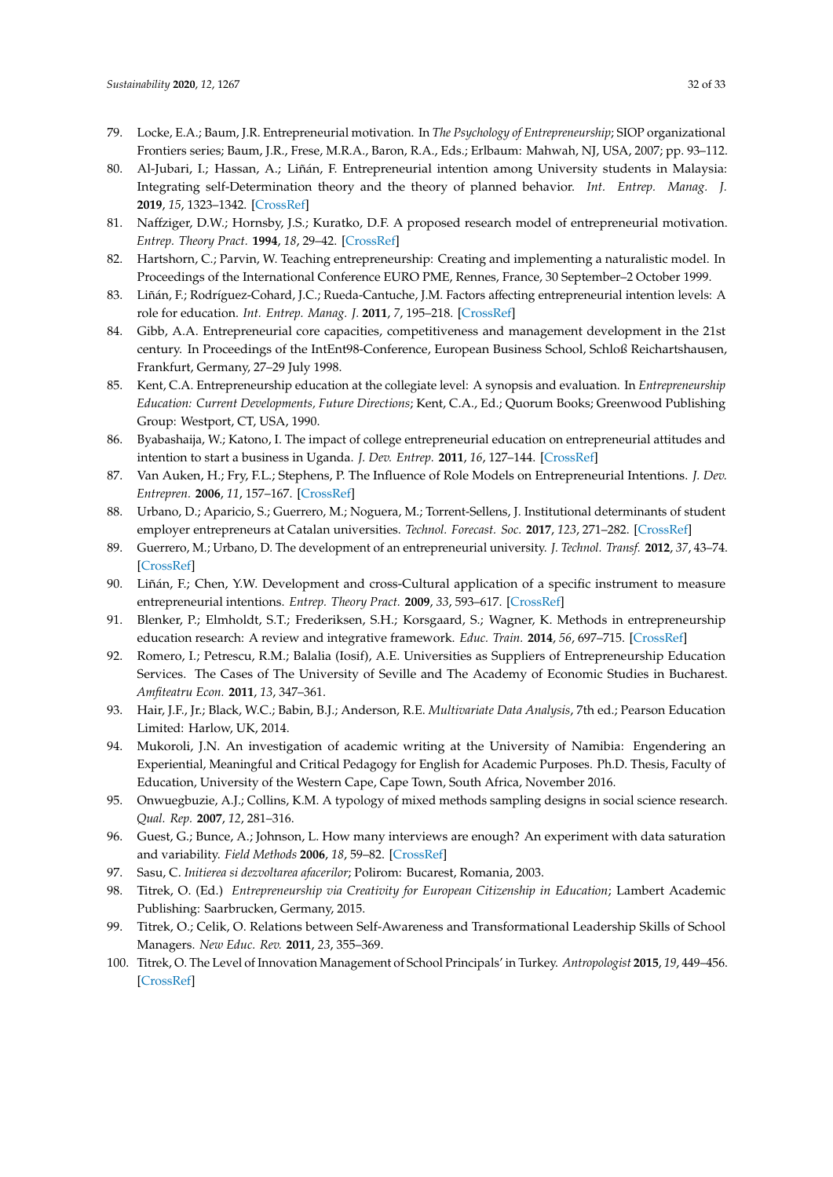79. Locke, E.A.; Baum, J.R. Entrepreneurial motivation. In *The Psychology of Entrepreneurship*; SIOP organizational Frontiers series; Baum, J.R., Frese, M.R.A., Baron, R.A., Eds.; Erlbaum: Mahwah, NJ, USA, 2007; pp. 93–112.
80. Al-Jubari, I.; Hassan, A.; Liñán, F. Entrepreneurial intention among University students in Malaysia: Integrating self-Determination theory and the theory of planned behavior. *Int. Entrep. Manag. J.* **2019**, *15*, 1323–1342. [CrossRef]
81. Naffziger, D.W.; Hornsby, J.S.; Kuratko, D.F. A proposed research model of entrepreneurial motivation. *Entrep. Theory Pract.* **1994**, *18*, 29–42. [CrossRef]
82. Hartshorn, C.; Parvin, W. Teaching entrepreneurship: Creating and implementing a naturalistic model. In Proceedings of the International Conference EURO PME, Rennes, France, 30 September–2 October 1999.
83. Liñán, F.; Rodríguez-Cohard, J.C.; Rueda-Cantuche, J.M. Factors affecting entrepreneurial intention levels: A role for education. *Int. Entrep. Manag. J.* **2011**, *7*, 195–218. [CrossRef]
84. Gibb, A.A. Entrepreneurial core capacities, competitiveness and management development in the 21st century. In Proceedings of the IntEnt98-Conference, European Business School, Schloß Reichartshausen, Frankfurt, Germany, 27–29 July 1998.
85. Kent, C.A. Entrepreneurship education at the collegiate level: A synopsis and evaluation. In *Entrepreneurship Education: Current Developments, Future Directions*; Kent, C.A., Ed.; Quorum Books; Greenwood Publishing Group: Westport, CT, USA, 1990.
86. Byabashaija, W.; Katono, I. The impact of college entrepreneurial education on entrepreneurial attitudes and intention to start a business in Uganda. *J. Dev. Entrep.* **2011**, *16*, 127–144. [CrossRef]
87. Van Auken, H.; Fry, F.L.; Stephens, P. The Influence of Role Models on Entrepreneurial Intentions. *J. Dev. Entrepren.* **2006**, *11*, 157–167. [CrossRef]
88. Urbano, D.; Aparicio, S.; Guerrero, M.; Noguera, M.; Torrent-Sellens, J. Institutional determinants of student employer entrepreneurs at Catalan universities. *Technol. Forecast. Soc.* **2017**, *123*, 271–282. [CrossRef]
89. Guerrero, M.; Urbano, D. The development of an entrepreneurial university. *J. Technol. Transf.* **2012**, *37*, 43–74. [CrossRef]
90. Liñán, F.; Chen, Y.W. Development and cross-Cultural application of a specific instrument to measure entrepreneurial intentions. *Entrep. Theory Pract.* **2009**, *33*, 593–617. [CrossRef]
91. Blenker, P.; Elmholdt, S.T.; Frederiksen, S.H.; Korsgaard, S.; Wagner, K. Methods in entrepreneurship education research: A review and integrative framework. *Educ. Train.* **2014**, *56*, 697–715. [CrossRef]
92. Romero, I.; Petrescu, R.M.; Balalia (Iosif), A.E. Universities as Suppliers of Entrepreneurship Education Services. The Cases of The University of Seville and The Academy of Economic Studies in Bucharest. *Amfiteatru Econ.* **2011**, *13*, 347–361.
93. Hair, J.F., Jr.; Black, W.C.; Babin, B.J.; Anderson, R.E. *Multivariate Data Analysis*, 7th ed.; Pearson Education Limited: Harlow, UK, 2014.
94. Mukoroli, J.N. An investigation of academic writing at the University of Namibia: Engendering an Experiential, Meaningful and Critical Pedagogy for English for Academic Purposes. Ph.D. Thesis, Faculty of Education, University of the Western Cape, Cape Town, South Africa, November 2016.
95. Onwuegbuzie, A.J.; Collins, K.M. A typology of mixed methods sampling designs in social science research. *Qual. Rep.* **2007**, *12*, 281–316.
96. Guest, G.; Bunce, A.; Johnson, L. How many interviews are enough? An experiment with data saturation and variability. *Field Methods* **2006**, *18*, 59–82. [CrossRef]
97. Sasu, C. *Initierea si dezvoltarea afacerilor*; Polirom: Bucarest, Romania, 2003.
98. Titrek, O. (Ed.) *Entrepreneurship via Creativity for European Citizenship in Education*; Lambert Academic Publishing: Saarbrucken, Germany, 2015.
99. Titrek, O.; Celik, O. Relations between Self-Awareness and Transformational Leadership Skills of School Managers. *New Educ. Rev.* **2011**, *23*, 355–369.
100. Titrek, O. The Level of Innovation Management of School Principals' in Turkey. *Antropologist* **2015**, *19*, 449–456. [CrossRef]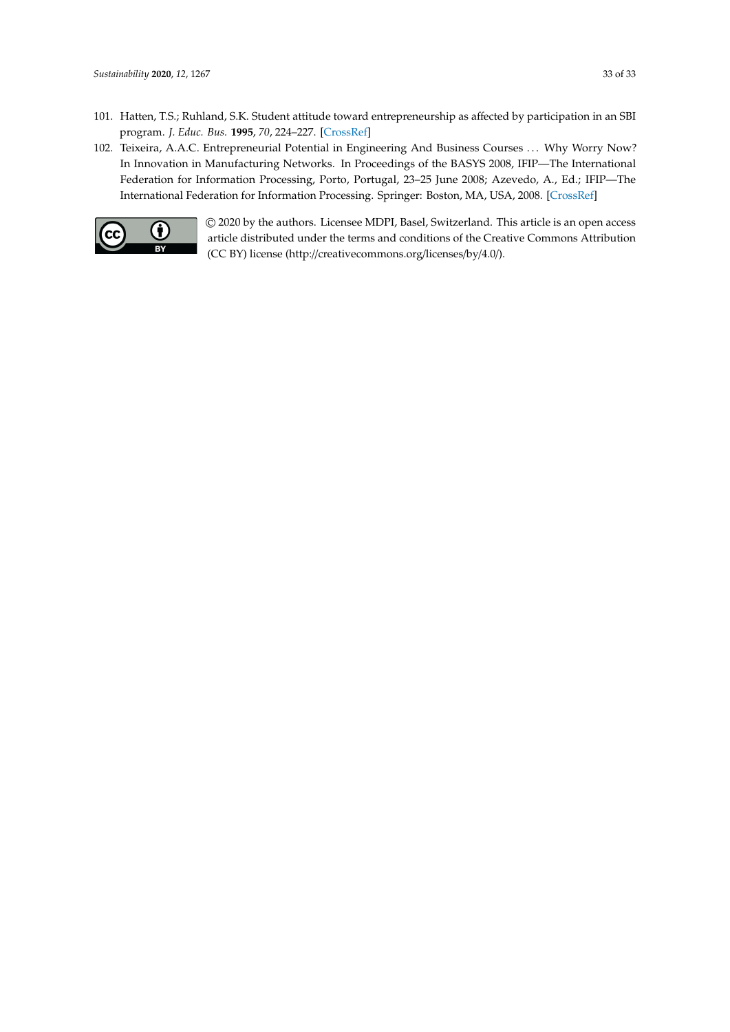101. Hatten, T.S.; Ruhland, S.K. Student attitude toward entrepreneurship as affected by participation in an SBI program. *J. Educ. Bus.* **1995**, *70*, 224–227. [CrossRef]
102. Teixeira, A.A.C. Entrepreneurial Potential in Engineering And Business Courses . . . Why Worry Now? In Innovation in Manufacturing Networks. In Proceedings of the BASYS 2008, IFIP—The International Federation for Information Processing, Porto, Portugal, 23–25 June 2008; Azevedo, A., Ed.; IFIP—The International Federation for Information Processing. Springer: Boston, MA, USA, 2008. [CrossRef]

© 2020 by the authors. Licensee MDPI, Basel, Switzerland. This article is an open access article distributed under the terms and conditions of the Creative Commons Attribution (CC BY) license (http://creativecommons.org/licenses/by/4.0/).